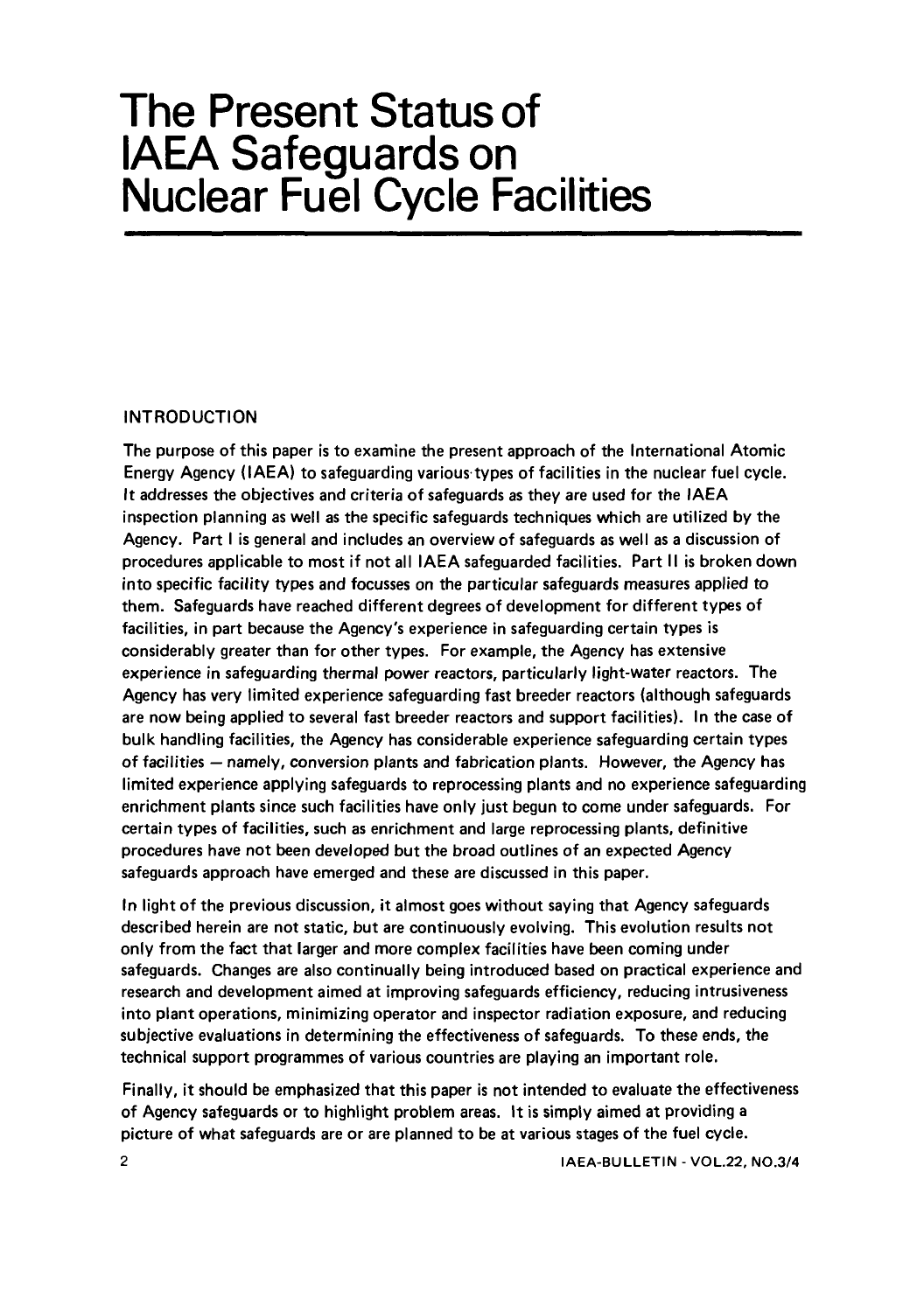# The Present Status of IAEA Safeguards on Nuclear Fuel Cycle Facilities

## INTRODUCTION

The purpose of this paper is to examine the present approach of the International Atomic Energy Agency (IAEA) to safeguarding various types of facilities in the nuclear fuel cycle. It addresses the objectives and criteria of safeguards as they are used for the IAEA inspection planning as well as the specific safeguards techniques which are utilized by the Agency. Part I is general and includes an overview of safeguards as well as a discussion of procedures applicable to most if not all IAEA safeguarded facilities. Part II is broken down into specific facility types and focusses on the particular safeguards measures applied to them. Safeguards have reached different degrees of development for different types of facilities, in part because the Agency's experience in safeguarding certain types is considerably greater than for other types. For example, the Agency has extensive experience in safeguarding thermal power reactors, particularly light-water reactors. The Agency has very limited experience safeguarding fast breeder reactors (although safeguards are now being applied to several fast breeder reactors and support facilities). In the case of bulk handling facilities, the Agency has considerable experience safeguarding certain types of facilities — namely, conversion plants and fabrication plants. However, the Agency has limited experience applying safeguards to reprocessing plants and no experience safeguarding enrichment plants since such facilities have only just begun to come under safeguards. For certain types of facilities, such as enrichment and large reprocessing plants, definitive procedures have not been developed but the broad outlines of an expected Agency safeguards approach have emerged and these are discussed in this paper.

In light of the previous discussion, it almost goes without saying that Agency safeguards described herein are not static, but are continuously evolving. This evolution results not only from the fact that larger and more complex facilities have been coming under safeguards. Changes are also continually being introduced based on practical experience and research and development aimed at improving safeguards efficiency, reducing intrusiveness into plant operations, minimizing operator and inspector radiation exposure, and reducing subjective evaluations in determining the effectiveness of safeguards. To these ends, the technical support programmes of various countries are playing an important role.

Finally, it should be emphasized that this paper is not intended to evaluate the effectiveness of Agency safeguards or to highlight problem areas. It is simply aimed at providing a picture of what safeguards are or are planned to be at various stages of the fuel cycle.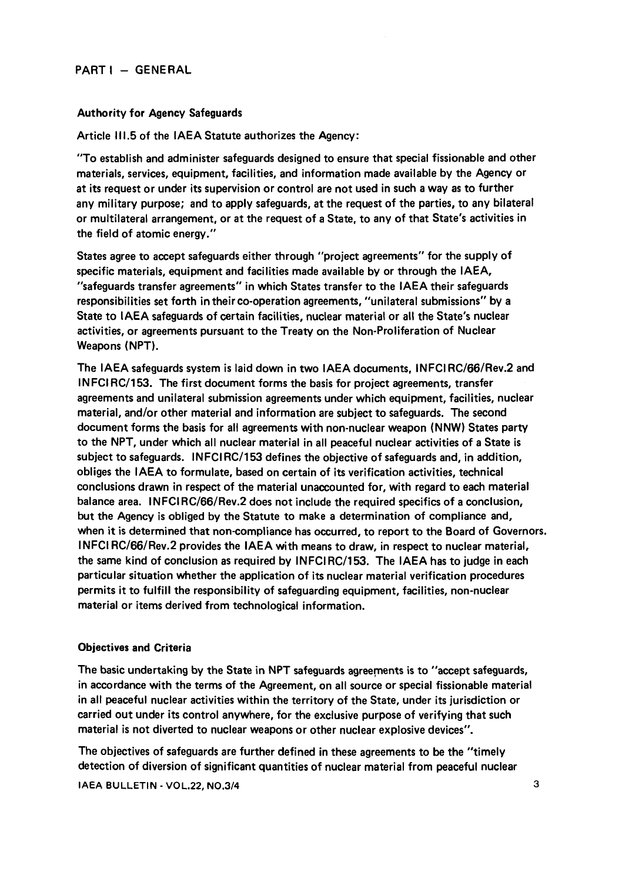## PART I — GENERAL

### Authority for Agency Safeguards

Article III.5 of the IAEA Statute authorizes the Agency:

"To establish and administer safeguards designed to ensure that special fissionable and other materials, services, equipment, facilities, and information made available by the Agency or at its request or under its supervision or control are not used in such a way as to further any military purpose; and to apply safeguards, at the request of the parties, to any bilateral or multilateral arrangement, or at the request of a State, to any of that State's activities in the field of atomic energy."

States agree to accept safeguards either through "project agreements" for the supply of specific materials, equipment and facilities made available by or through the IAEA, "safeguards transfer agreements" in which States transfer to the IAEA their safeguards responsibilities set forth in their co-operation agreements, "unilateral submissions" by a State to IAEA safeguards of certain facilities, nuclear material or all the State's nuclear activities, or agreements pursuant to the Treaty on the Non-Proliferation of Nuclear Weapons (NPT).

The IAEA safeguards system is laid down in two IAEA documents, INFCIRC/66/Rev.2 and INFCIRC/153. The first document forms the basis for project agreements, transfer agreements and unilateral submission agreements under which equipment, facilities, nuclear material, and/or other material and information are subject to safeguards. The second document forms the basis for all agreements with non-nuclear weapon (NNW) States party to the NPT, under which all nuclear material in all peaceful nuclear activities of a State is subject to safeguards. INFCIRC/153 defines the objective of safeguards and, in addition, obliges the IAEA to formulate, based on certain of its verification activities, technical conclusions drawn in respect of the material unaccounted for, with regard to each material balance area. INFCIRC/66/Rev.2 does not include the required specifics of a conclusion, but the Agency is obliged by the Statute to make a determination of compliance and, when it is determined that non-compliance has occurred, to report to the Board of Governors. INFCIRC/66/Rev.2 provides the IAEA with means to draw, in respect to nuclear material, the same kind of conclusion as required by INFCIRC/153. The IAEA has to judge in each particular situation whether the application of its nuclear material verification procedures permits it to fulfill the responsibility of safeguarding equipment, facilities, non-nuclear material or items derived from technological information.

### Objectives and Criteria

The basic undertaking by the State in NPT safeguards agreements is to "accept safeguards, in accordance with the terms of the Agreement, on all source or special fissionable material in all peaceful nuclear activities within the territory of the State, under its jurisdiction or carried out under its control anywhere, for the exclusive purpose of verifying that such material is not diverted to nuclear weapons or other nuclear explosive devices".

The objectives of safeguards are further defined in these agreements to be the "timely detection of diversion of significant quantities of nuclear material from peaceful nuclear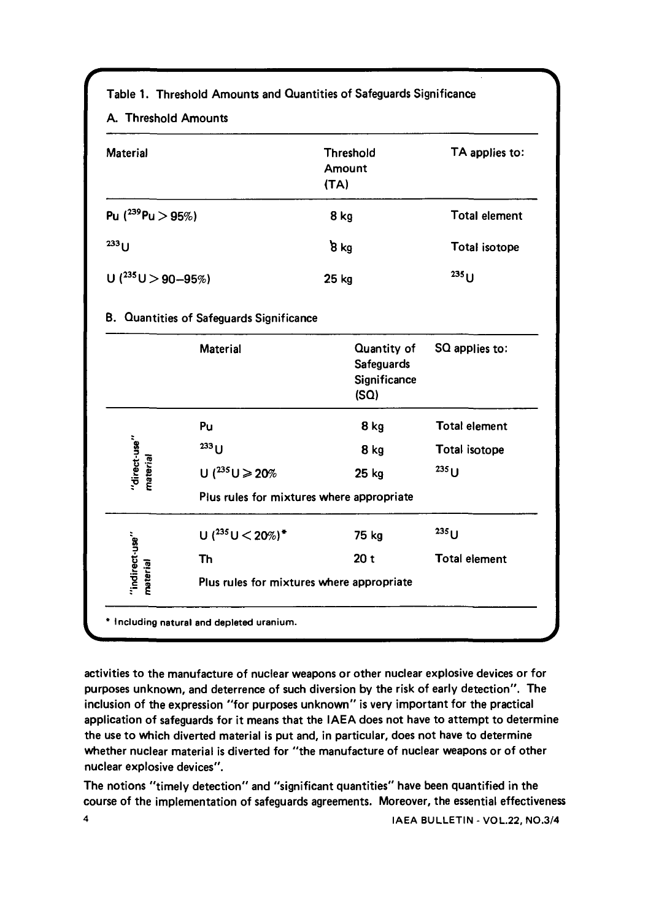Table 1. Threshold Amounts and Quantities of Safeguards Significance

A. Threshold Amounts

| Material | Threshold Amount (TA) | TA applies to: |
|---|---|---|
| Pu ($^{239}Pu > 95\%$) | 8 kg | Total element |
| $^{233}U$ | 8 kg | Total isotope |
| U ($^{235}U > 90–95\%$) | 25 kg | $^{235}U$ |

B. Quantities of Safeguards Significance

| | Material | Quantity of Safeguards Significance (SQ) | SQ applies to: |
|---|---|---|---|
| "direct-use" material | Pu | 8 kg | Total element |
| | $^{233}U$ | 8 kg | Total isotope |
| | U ($^{235}U \geq 20\%$ | 25 kg | $^{235}U$ |
| | Plus rules for mixtures where appropriate | | |
| "indirect-use" material | U ($^{235}U < 20\%$)* | 75 kg | $^{235}U$ |
| | Th | 20 t | Total element |
| | Plus rules for mixtures where appropriate | | |

\* Including natural and depleted uranium.

activities to the manufacture of nuclear weapons or other nuclear explosive devices or for purposes unknown, and deterrence of such diversion by the risk of early detection". The inclusion of the expression "for purposes unknown" is very important for the practical application of safeguards for it means that the IAEA does not have to attempt to determine the use to which diverted material is put and, in particular, does not have to determine whether nuclear material is diverted for "the manufacture of nuclear weapons or of other nuclear explosive devices".

The notions "timely detection" and "significant quantities" have been quantified in the course of the implementation of safeguards agreements. Moreover, the essential effectiveness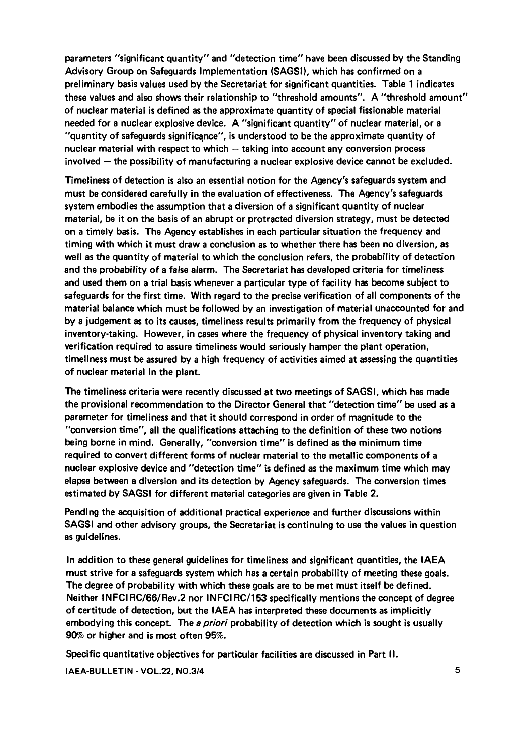parameters "significant quantity" and "detection time" have been discussed by the Standing Advisory Group on Safeguards Implementation (SAGSI), which has confirmed on a preliminary basis values used by the Secretariat for significant quantities. Table 1 indicates these values and also shows their relationship to "threshold amounts". A "threshold amount" of nuclear material is defined as the approximate quantity of special fissionable material needed for a nuclear explosive device. A "significant quantity" of nuclear material, or a "quantity of safeguards significance", is understood to be the approximate quantity of nuclear material with respect to which — taking into account any conversion process involved — the possibility of manufacturing a nuclear explosive device cannot be excluded.

Timeliness of detection is also an essential notion for the Agency's safeguards system and must be considered carefully in the evaluation of effectiveness. The Agency's safeguards system embodies the assumption that a diversion of a significant quantity of nuclear material, be it on the basis of an abrupt or protracted diversion strategy, must be detected on a timely basis. The Agency establishes in each particular situation the frequency and timing with which it must draw a conclusion as to whether there has been no diversion, as well as the quantity of material to which the conclusion refers, the probability of detection and the probability of a false alarm. The Secretariat has developed criteria for timeliness and used them on a trial basis whenever a particular type of facility has become subject to safeguards for the first time. With regard to the precise verification of all components of the material balance which must be followed by an investigation of material unaccounted for and by a judgement as to its causes, timeliness results primarily from the frequency of physical inventory-taking. However, in cases where the frequency of physical inventory taking and verification required to assure timeliness would seriously hamper the plant operation, timeliness must be assured by a high frequency of activities aimed at assessing the quantities of nuclear material in the plant.

The timeliness criteria were recently discussed at two meetings of SAGSI, which has made the provisional recommendation to the Director General that "detection time" be used as a parameter for timeliness and that it should correspond in order of magnitude to the "conversion time", all the qualifications attaching to the definition of these two notions being borne in mind. Generally, "conversion time" is defined as the minimum time required to convert different forms of nuclear material to the metallic components of a nuclear explosive device and "detection time" is defined as the maximum time which may elapse between a diversion and its detection by Agency safeguards. The conversion times estimated by SAGSI for different material categories are given in Table 2.

Pending the acquisition of additional practical experience and further discussions within SAGSI and other advisory groups, the Secretariat is continuing to use the values in question as guidelines.

In addition to these general guidelines for timeliness and significant quantities, the IAEA must strive for a safeguards system which has a certain probability of meeting these goals. The degree of probability with which these goals are to be met must itself be defined. Neither INFCIRC/66/Rev.2 nor INFCIRC/153 specifically mentions the concept of degree of certitude of detection, but the IAEA has interpreted these documents as implicitly embodying this concept. The *a priori* probability of detection which is sought is usually 90% or higher and is most often 95%.

Specific quantitative objectives for particular facilities are discussed in Part II.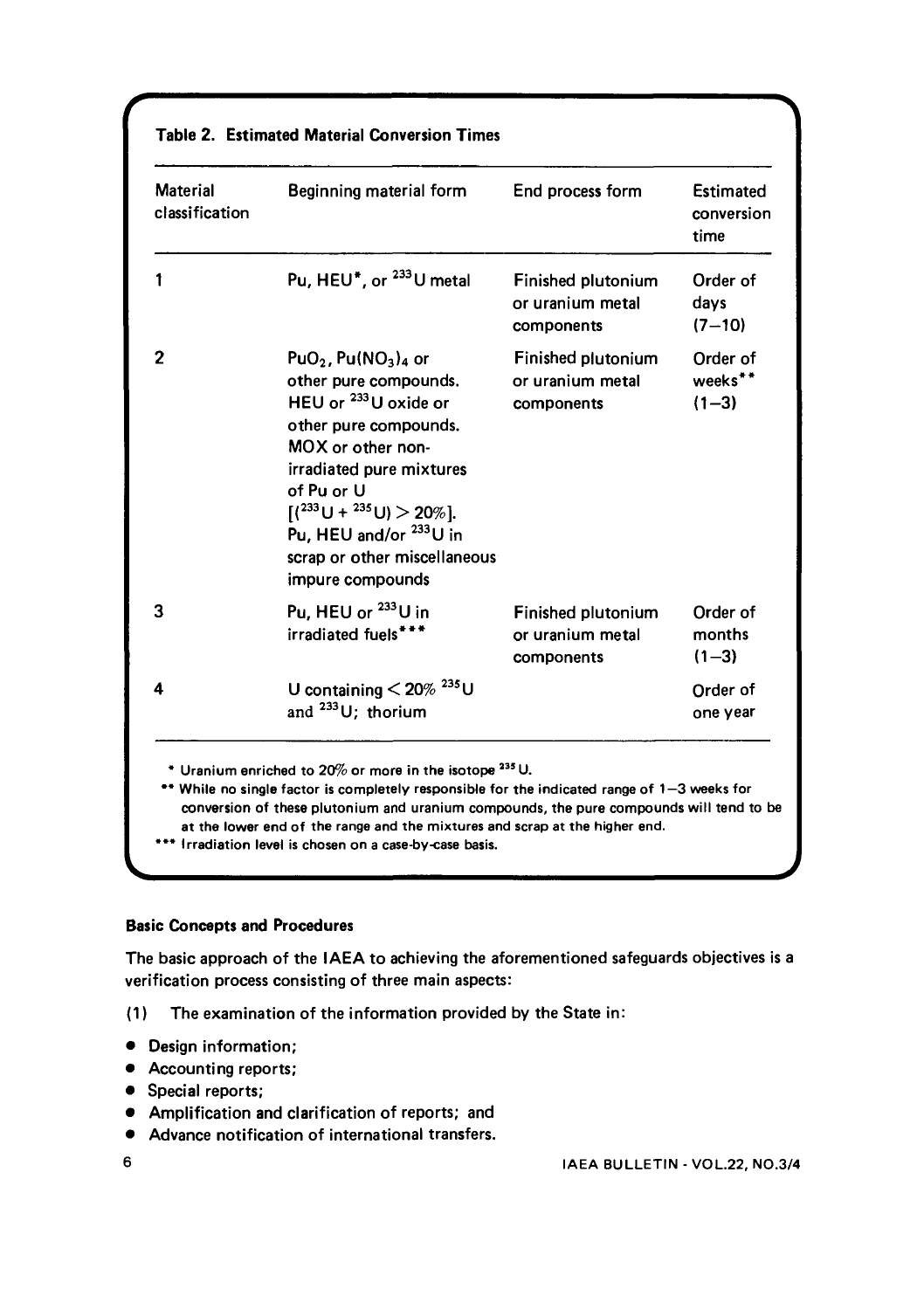**Table 2. Estimated Material Conversion Times**

| Material classification | Beginning material form | End process form | Estimated conversion time |
|---|---|---|---|
| 1 | Pu, HEU*, or $^{233}U$ metal | Finished plutonium or uranium metal components | Order of days (7–10) |
| 2 | $PuO_2$, $Pu(NO_3)_4$ or other pure compounds. HEU or $^{233}U$ oxide or other pure compounds. MOX or other non-irradiated pure mixtures of Pu or U $[(^{233}U + {}^{235}U) > 20\%]$. Pu, HEU and/or $^{233}U$ in scrap or other miscellaneous impure compounds | Finished plutonium or uranium metal components | Order of weeks** (1–3) |
| 3 | Pu, HEU or $^{233}U$ in irradiated fuels*** | Finished plutonium or uranium metal components | Order of months (1–3) |
| 4 | U containing < 20% $^{235}U$ and $^{233}U$; thorium | | Order of one year |

* Uranium enriched to 20% or more in the isotope $^{235}U$.

** While no single factor is completely responsible for the indicated range of 1–3 weeks for conversion of these plutonium and uranium compounds, the pure compounds will tend to be at the lower end of the range and the mixtures and scrap at the higher end.

*** Irradiation level is chosen on a case-by-case basis.

**Basic Concepts and Procedures**

The basic approach of the IAEA to achieving the aforementioned safeguards objectives is a verification process consisting of three main aspects:

(1) The examination of the information provided by the State in:

- Design information;
- Accounting reports;
- Special reports;
- Amplification and clarification of reports; and
- Advance notification of international transfers.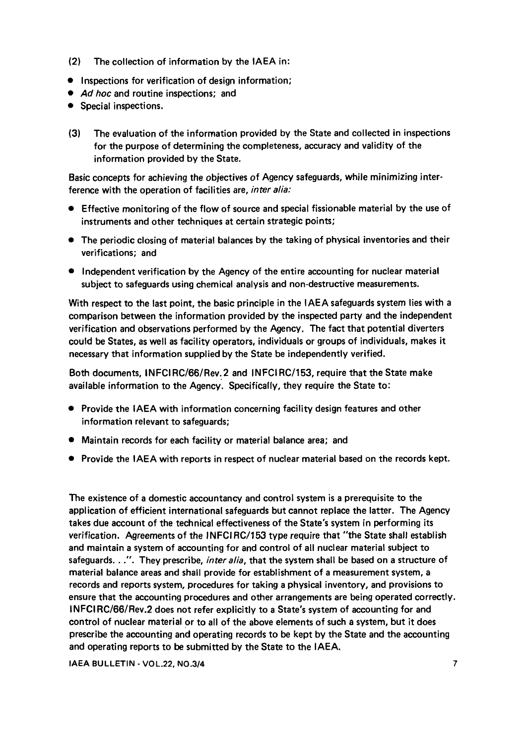(2) The collection of information by the IAEA in:

- Inspections for verification of design information;
- *Ad hoc* and routine inspections; and
- Special inspections.

(3) The evaluation of the information provided by the State and collected in inspections for the purpose of determining the completeness, accuracy and validity of the information provided by the State.

Basic concepts for achieving the objectives of Agency safeguards, while minimizing interference with the operation of facilities are, *inter alia:*

- Effective monitoring of the flow of source and special fissionable material by the use of instruments and other techniques at certain strategic points;
- The periodic closing of material balances by the taking of physical inventories and their verifications; and
- Independent verification by the Agency of the entire accounting for nuclear material subject to safeguards using chemical analysis and non-destructive measurements.

With respect to the last point, the basic principle in the IAEA safeguards system lies with a comparison between the information provided by the inspected party and the independent verification and observations performed by the Agency. The fact that potential diverters could be States, as well as facility operators, individuals or groups of individuals, makes it necessary that information supplied by the State be independently verified.

Both documents, INFCIRC/66/Rev.2 and INFCIRC/153, require that the State make available information to the Agency. Specifically, they require the State to:

- Provide the IAEA with information concerning facility design features and other information relevant to safeguards;
- Maintain records for each facility or material balance area; and
- Provide the IAEA with reports in respect of nuclear material based on the records kept.

The existence of a domestic accountancy and control system is a prerequisite to the application of efficient international safeguards but cannot replace the latter. The Agency takes due account of the technical effectiveness of the State's system in performing its verification. Agreements of the INFCIRC/153 type require that "the State shall establish and maintain a system of accounting for and control of all nuclear material subject to safeguards. . .". They prescribe, *inter alia*, that the system shall be based on a structure of material balance areas and shall provide for establishment of a measurement system, a records and reports system, procedures for taking a physical inventory, and provisions to ensure that the accounting procedures and other arrangements are being operated correctly. INFCIRC/66/Rev.2 does not refer explicitly to a State's system of accounting for and control of nuclear material or to all of the above elements of such a system, but it does prescribe the accounting and operating records to be kept by the State and the accounting and operating reports to be submitted by the State to the IAEA.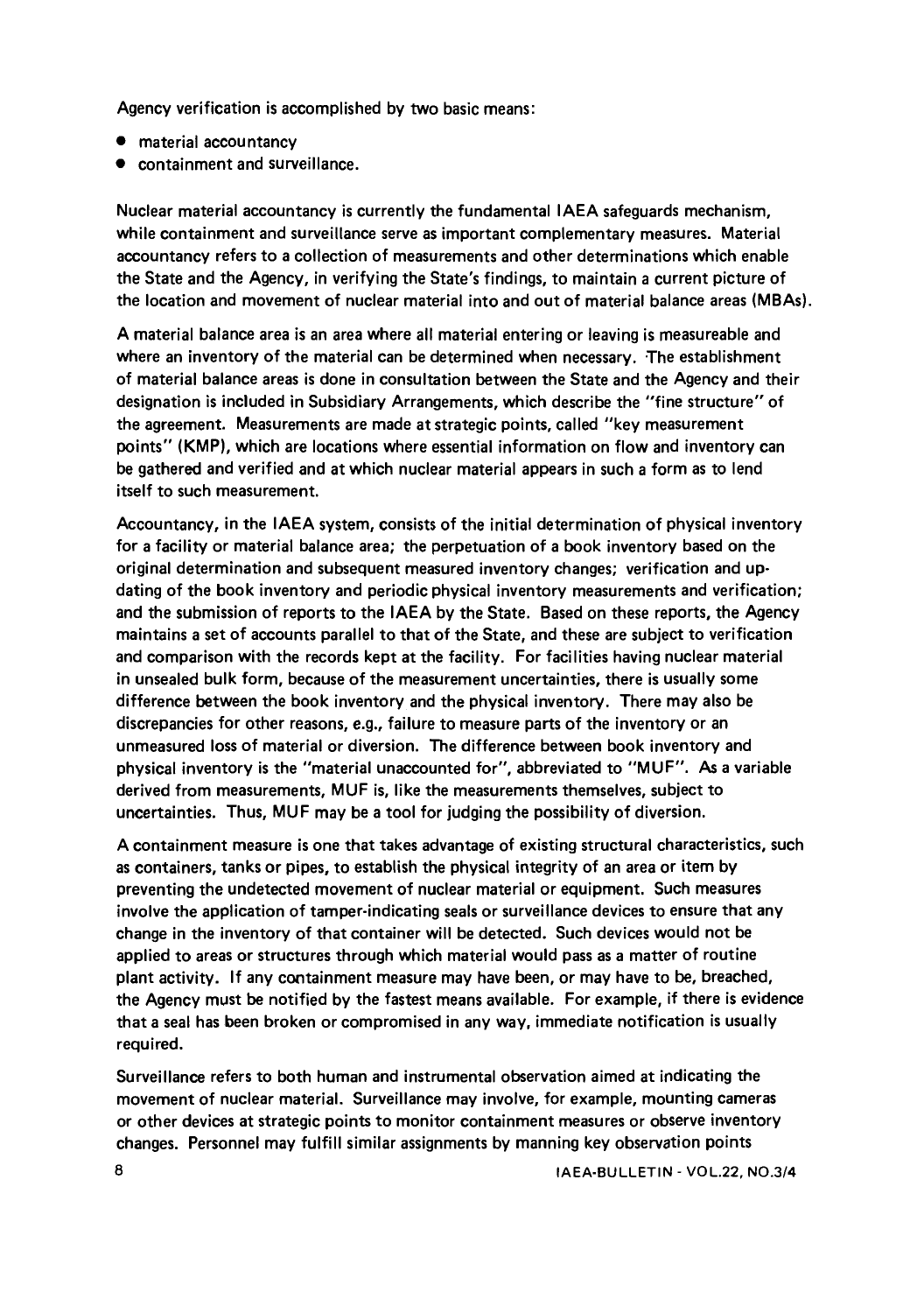Agency verification is accomplished by two basic means:

- material accountancy
- containment and surveillance.

Nuclear material accountancy is currently the fundamental IAEA safeguards mechanism, while containment and surveillance serve as important complementary measures. Material accountancy refers to a collection of measurements and other determinations which enable the State and the Agency, in verifying the State's findings, to maintain a current picture of the location and movement of nuclear material into and out of material balance areas (MBAs).

A material balance area is an area where all material entering or leaving is measureable and where an inventory of the material can be determined when necessary. The establishment of material balance areas is done in consultation between the State and the Agency and their designation is included in Subsidiary Arrangements, which describe the "fine structure" of the agreement. Measurements are made at strategic points, called "key measurement points" (KMP), which are locations where essential information on flow and inventory can be gathered and verified and at which nuclear material appears in such a form as to lend itself to such measurement.

Accountancy, in the IAEA system, consists of the initial determination of physical inventory for a facility or material balance area; the perpetuation of a book inventory based on the original determination and subsequent measured inventory changes; verification and updating of the book inventory and periodic physical inventory measurements and verification; and the submission of reports to the IAEA by the State. Based on these reports, the Agency maintains a set of accounts parallel to that of the State, and these are subject to verification and comparison with the records kept at the facility. For facilities having nuclear material in unsealed bulk form, because of the measurement uncertainties, there is usually some difference between the book inventory and the physical inventory. There may also be discrepancies for other reasons, e.g., failure to measure parts of the inventory or an unmeasured loss of material or diversion. The difference between book inventory and physical inventory is the "material unaccounted for", abbreviated to "MUF". As a variable derived from measurements, MUF is, like the measurements themselves, subject to uncertainties. Thus, MUF may be a tool for judging the possibility of diversion.

A containment measure is one that takes advantage of existing structural characteristics, such as containers, tanks or pipes, to establish the physical integrity of an area or item by preventing the undetected movement of nuclear material or equipment. Such measures involve the application of tamper-indicating seals or surveillance devices to ensure that any change in the inventory of that container will be detected. Such devices would not be applied to areas or structures through which material would pass as a matter of routine plant activity. If any containment measure may have been, or may have to be, breached, the Agency must be notified by the fastest means available. For example, if there is evidence that a seal has been broken or compromised in any way, immediate notification is usually required.

Surveillance refers to both human and instrumental observation aimed at indicating the movement of nuclear material. Surveillance may involve, for example, mounting cameras or other devices at strategic points to monitor containment measures or observe inventory changes. Personnel may fulfill similar assignments by manning key observation points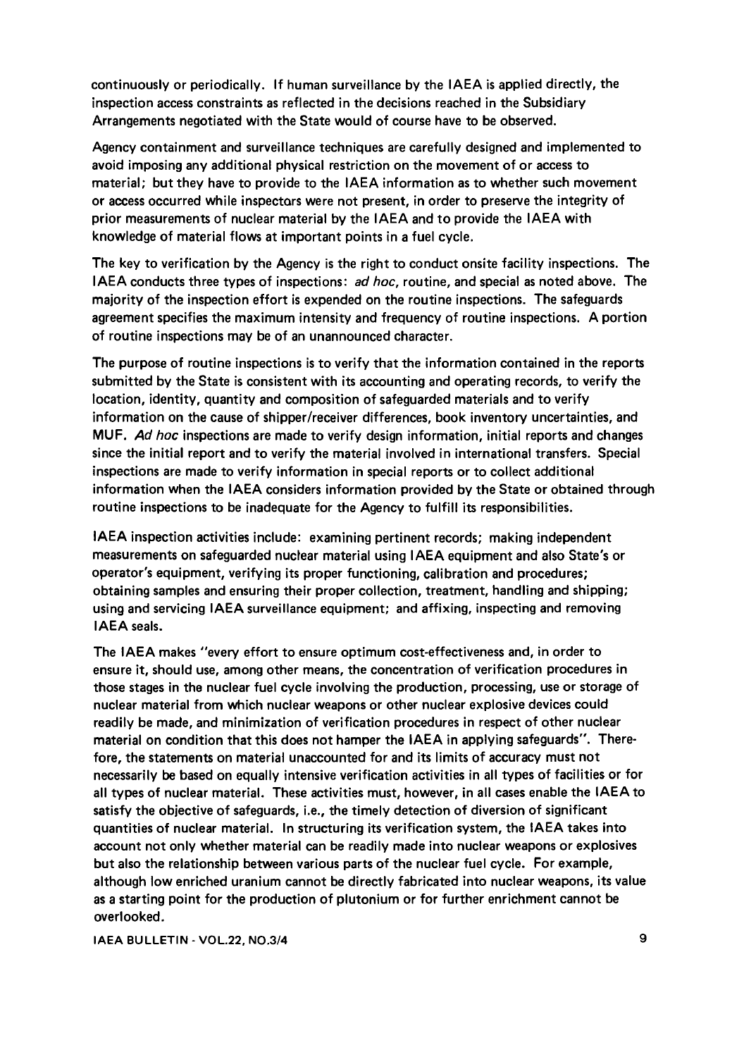continuously or periodically. If human surveillance by the IAEA is applied directly, the inspection access constraints as reflected in the decisions reached in the Subsidiary Arrangements negotiated with the State would of course have to be observed.

Agency containment and surveillance techniques are carefully designed and implemented to avoid imposing any additional physical restriction on the movement of or access to material; but they have to provide to the IAEA information as to whether such movement or access occurred while inspectors were not present, in order to preserve the integrity of prior measurements of nuclear material by the IAEA and to provide the IAEA with knowledge of material flows at important points in a fuel cycle.

The key to verification by the Agency is the right to conduct onsite facility inspections. The IAEA conducts three types of inspections: *ad hoc*, routine, and special as noted above. The majority of the inspection effort is expended on the routine inspections. The safeguards agreement specifies the maximum intensity and frequency of routine inspections. A portion of routine inspections may be of an unannounced character.

The purpose of routine inspections is to verify that the information contained in the reports submitted by the State is consistent with its accounting and operating records, to verify the location, identity, quantity and composition of safeguarded materials and to verify information on the cause of shipper/receiver differences, book inventory uncertainties, and MUF. *Ad hoc* inspections are made to verify design information, initial reports and changes since the initial report and to verify the material involved in international transfers. Special inspections are made to verify information in special reports or to collect additional information when the IAEA considers information provided by the State or obtained through routine inspections to be inadequate for the Agency to fulfill its responsibilities.

IAEA inspection activities include: examining pertinent records; making independent measurements on safeguarded nuclear material using IAEA equipment and also State's or operator's equipment, verifying its proper functioning, calibration and procedures; obtaining samples and ensuring their proper collection, treatment, handling and shipping; using and servicing IAEA surveillance equipment; and affixing, inspecting and removing IAEA seals.

The IAEA makes "every effort to ensure optimum cost-effectiveness and, in order to ensure it, should use, among other means, the concentration of verification procedures in those stages in the nuclear fuel cycle involving the production, processing, use or storage of nuclear material from which nuclear weapons or other nuclear explosive devices could readily be made, and minimization of verification procedures in respect of other nuclear material on condition that this does not hamper the IAEA in applying safeguards". Therefore, the statements on material unaccounted for and its limits of accuracy must not necessarily be based on equally intensive verification activities in all types of facilities or for all types of nuclear material. These activities must, however, in all cases enable the IAEA to satisfy the objective of safeguards, i.e., the timely detection of diversion of significant quantities of nuclear material. In structuring its verification system, the IAEA takes into account not only whether material can be readily made into nuclear weapons or explosives but also the relationship between various parts of the nuclear fuel cycle. For example, although low enriched uranium cannot be directly fabricated into nuclear weapons, its value as a starting point for the production of plutonium or for further enrichment cannot be overlooked.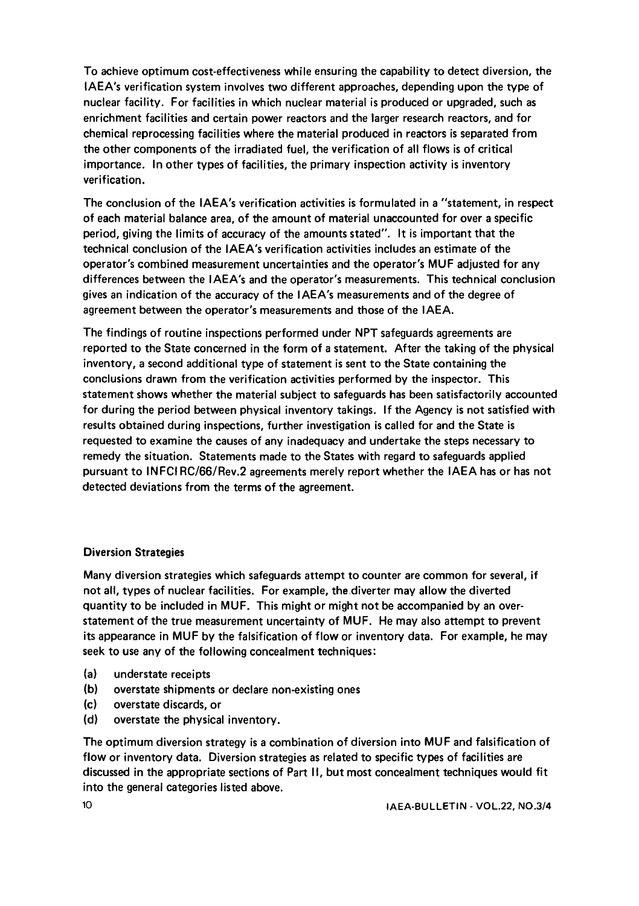To achieve optimum cost-effectiveness while ensuring the capability to detect diversion, the IAEA's verification system involves two different approaches, depending upon the type of nuclear facility. For facilities in which nuclear material is produced or upgraded, such as enrichment facilities and certain power reactors and the larger research reactors, and for chemical reprocessing facilities where the material produced in reactors is separated from the other components of the irradiated fuel, the verification of all flows is of critical importance. In other types of facilities, the primary inspection activity is inventory verification.

The conclusion of the IAEA's verification activities is formulated in a "statement, in respect of each material balance area, of the amount of material unaccounted for over a specific period, giving the limits of accuracy of the amounts stated". It is important that the technical conclusion of the IAEA's verification activities includes an estimate of the operator's combined measurement uncertainties and the operator's MUF adjusted for any differences between the IAEA's and the operator's measurements. This technical conclusion gives an indication of the accuracy of the IAEA's measurements and of the degree of agreement between the operator's measurements and those of the IAEA.

The findings of routine inspections performed under NPT safeguards agreements are reported to the State concerned in the form of a statement. After the taking of the physical inventory, a second additional type of statement is sent to the State containing the conclusions drawn from the verification activities performed by the inspector. This statement shows whether the material subject to safeguards has been satisfactorily accounted for during the period between physical inventory takings. If the Agency is not satisfied with results obtained during inspections, further investigation is called for and the State is requested to examine the causes of any inadequacy and undertake the steps necessary to remedy the situation. Statements made to the States with regard to safeguards applied pursuant to INFCIRC/66/Rev.2 agreements merely report whether the IAEA has or has not detected deviations from the terms of the agreement.

### Diversion Strategies

Many diversion strategies which safeguards attempt to counter are common for several, if not all, types of nuclear facilities. For example, the diverter may allow the diverted quantity to be included in MUF. This might or might not be accompanied by an over-statement of the true measurement uncertainty of MUF. He may also attempt to prevent its appearance in MUF by the falsification of flow or inventory data. For example, he may seek to use any of the following concealment techniques:

(a) understate receipts
(b) overstate shipments or declare non-existing ones
(c) overstate discards, or
(d) overstate the physical inventory.

The optimum diversion strategy is a combination of diversion into MUF and falsification of flow or inventory data. Diversion strategies as related to specific types of facilities are discussed in the appropriate sections of Part II, but most concealment techniques would fit into the general categories listed above.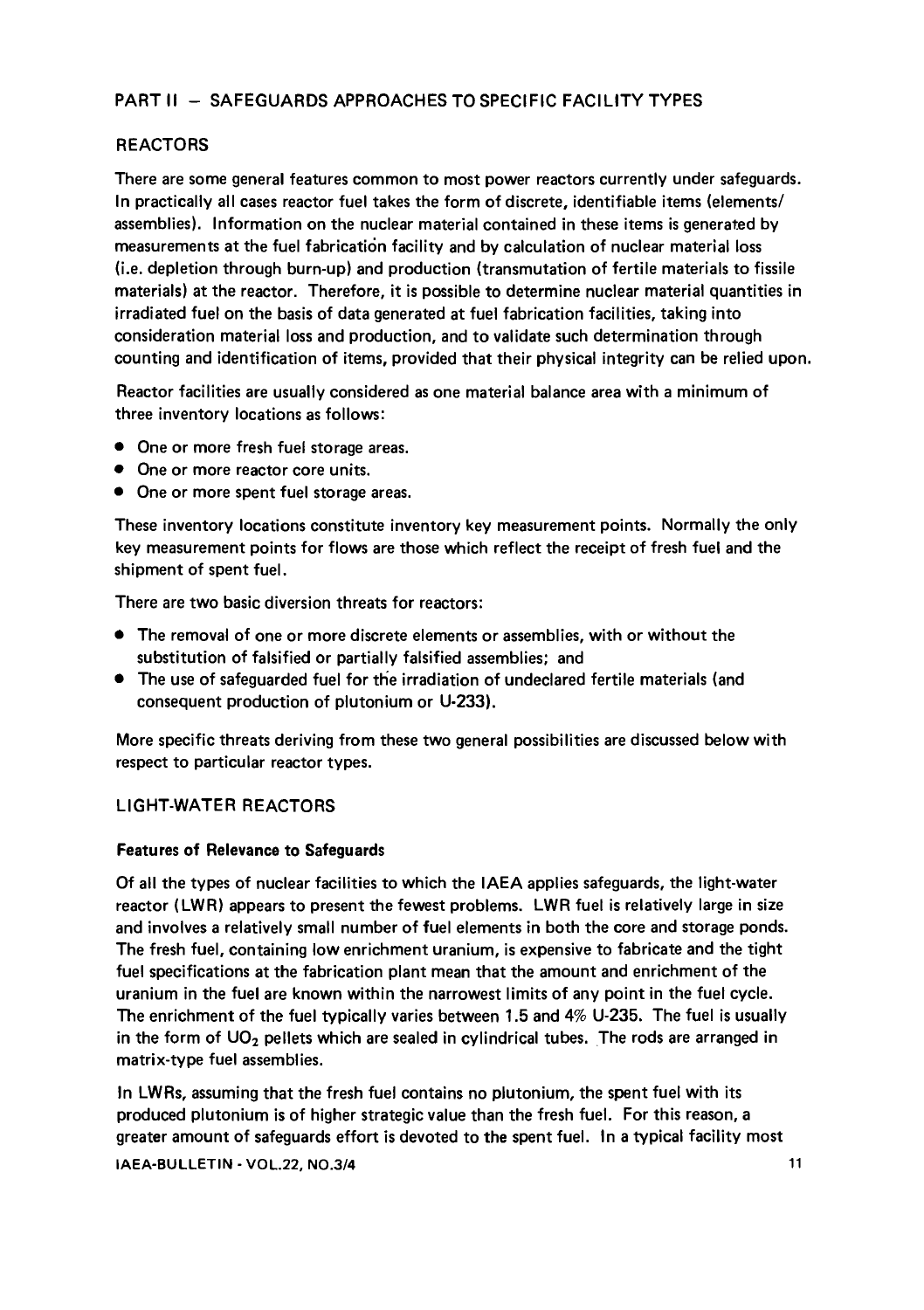## PART II – SAFEGUARDS APPROACHES TO SPECIFIC FACILITY TYPES

### REACTORS

There are some general features common to most power reactors currently under safeguards. In practically all cases reactor fuel takes the form of discrete, identifiable items (elements/assemblies). Information on the nuclear material contained in these items is generated by measurements at the fuel fabrication facility and by calculation of nuclear material loss (i.e. depletion through burn-up) and production (transmutation of fertile materials to fissile materials) at the reactor. Therefore, it is possible to determine nuclear material quantities in irradiated fuel on the basis of data generated at fuel fabrication facilities, taking into consideration material loss and production, and to validate such determination through counting and identification of items, provided that their physical integrity can be relied upon.

Reactor facilities are usually considered as one material balance area with a minimum of three inventory locations as follows:

- One or more fresh fuel storage areas.
- One or more reactor core units.
- One or more spent fuel storage areas.

These inventory locations constitute inventory key measurement points. Normally the only key measurement points for flows are those which reflect the receipt of fresh fuel and the shipment of spent fuel.

There are two basic diversion threats for reactors:

- The removal of one or more discrete elements or assemblies, with or without the substitution of falsified or partially falsified assemblies; and
- The use of safeguarded fuel for the irradiation of undeclared fertile materials (and consequent production of plutonium or U-233).

More specific threats deriving from these two general possibilities are discussed below with respect to particular reactor types.

### LIGHT-WATER REACTORS

#### Features of Relevance to Safeguards

Of all the types of nuclear facilities to which the IAEA applies safeguards, the light-water reactor (LWR) appears to present the fewest problems. LWR fuel is relatively large in size and involves a relatively small number of fuel elements in both the core and storage ponds. The fresh fuel, containing low enrichment uranium, is expensive to fabricate and the tight fuel specifications at the fabrication plant mean that the amount and enrichment of the uranium in the fuel are known within the narrowest limits of any point in the fuel cycle. The enrichment of the fuel typically varies between 1.5 and 4% U-235. The fuel is usually in the form of $UO_2$ pellets which are sealed in cylindrical tubes. The rods are arranged in matrix-type fuel assemblies.

In LWRs, assuming that the fresh fuel contains no plutonium, the spent fuel with its produced plutonium is of higher strategic value than the fresh fuel. For this reason, a greater amount of safeguards effort is devoted to the spent fuel. In a typical facility most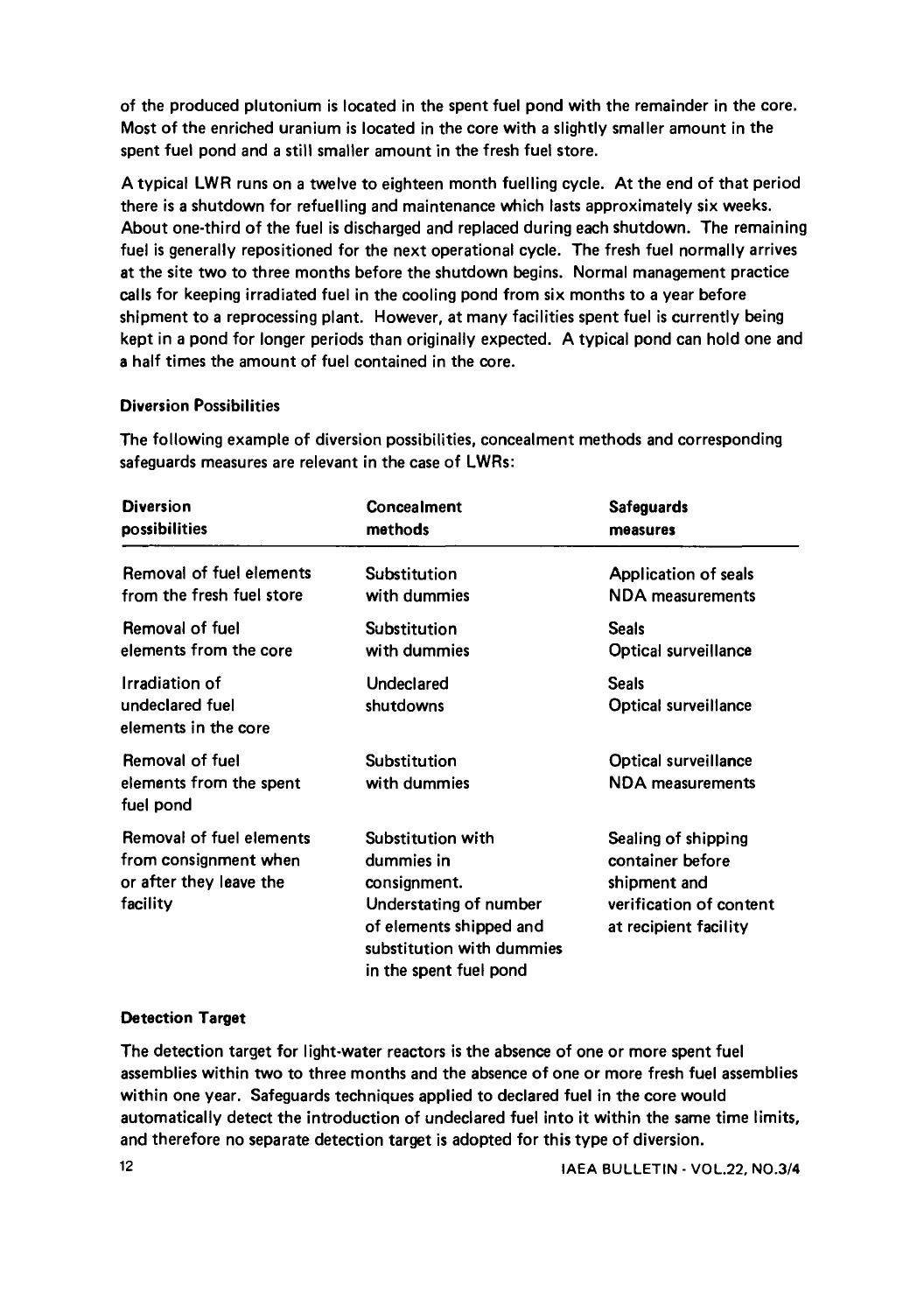of the produced plutonium is located in the spent fuel pond with the remainder in the core. Most of the enriched uranium is located in the core with a slightly smaller amount in the spent fuel pond and a still smaller amount in the fresh fuel store.

A typical LWR runs on a twelve to eighteen month fuelling cycle. At the end of that period there is a shutdown for refuelling and maintenance which lasts approximately six weeks. About one-third of the fuel is discharged and replaced during each shutdown. The remaining fuel is generally repositioned for the next operational cycle. The fresh fuel normally arrives at the site two to three months before the shutdown begins. Normal management practice calls for keeping irradiated fuel in the cooling pond from six months to a year before shipment to a reprocessing plant. However, at many facilities spent fuel is currently being kept in a pond for longer periods than originally expected. A typical pond can hold one and a half times the amount of fuel contained in the core.

### Diversion Possibilities

The following example of diversion possibilities, concealment methods and corresponding safeguards measures are relevant in the case of LWRs:

| Diversion possibilities | Concealment methods | Safeguards measures |
|---|---|---|
| Removal of fuel elements from the fresh fuel store | Substitution with dummies | Application of seals NDA measurements |
| Removal of fuel elements from the core | Substitution with dummies | Seals Optical surveillance |
| Irradiation of undeclared fuel elements in the core | Undeclared shutdowns | Seals Optical surveillance |
| Removal of fuel elements from the spent fuel pond | Substitution with dummies | Optical surveillance NDA measurements |
| Removal of fuel elements from consignment when or after they leave the facility | Substitution with dummies in consignment. Understating of number of elements shipped and substitution with dummies in the spent fuel pond | Sealing of shipping container before shipment and verification of content at recipient facility |

### Detection Target

The detection target for light-water reactors is the absence of one or more spent fuel assemblies within two to three months and the absence of one or more fresh fuel assemblies within one year. Safeguards techniques applied to declared fuel in the core would automatically detect the introduction of undeclared fuel into it within the same time limits, and therefore no separate detection target is adopted for this type of diversion.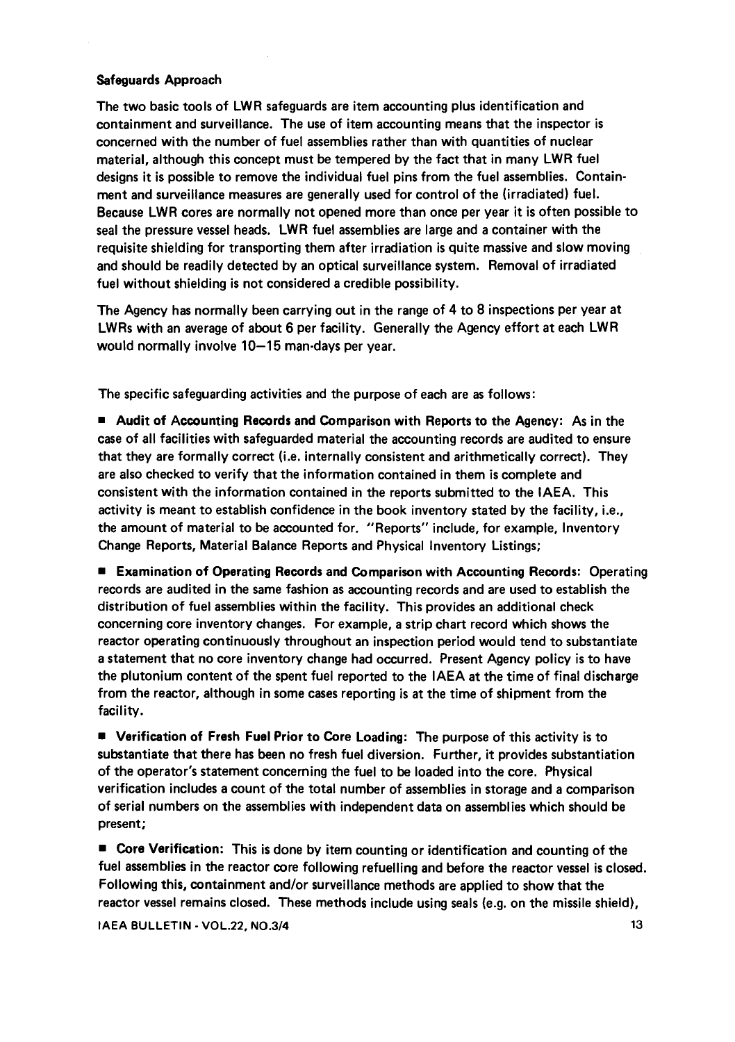**Safeguards Approach**

The two basic tools of LWR safeguards are item accounting plus identification and containment and surveillance. The use of item accounting means that the inspector is concerned with the number of fuel assemblies rather than with quantities of nuclear material, although this concept must be tempered by the fact that in many LWR fuel designs it is possible to remove the individual fuel pins from the fuel assemblies. Containment and surveillance measures are generally used for control of the (irradiated) fuel. Because LWR cores are normally not opened more than once per year it is often possible to seal the pressure vessel heads. LWR fuel assemblies are large and a container with the requisite shielding for transporting them after irradiation is quite massive and slow moving and should be readily detected by an optical surveillance system. Removal of irradiated fuel without shielding is not considered a credible possibility.

The Agency has normally been carrying out in the range of 4 to 8 inspections per year at LWRs with an average of about 6 per facility. Generally the Agency effort at each LWR would normally involve 10–15 man-days per year.

The specific safeguarding activities and the purpose of each are as follows:

- **Audit of Accounting Records and Comparison with Reports to the Agency:** As in the case of all facilities with safeguarded material the accounting records are audited to ensure that they are formally correct (i.e. internally consistent and arithmetically correct). They are also checked to verify that the information contained in them is complete and consistent with the information contained in the reports submitted to the IAEA. This activity is meant to establish confidence in the book inventory stated by the facility, i.e., the amount of material to be accounted for. "Reports" include, for example, Inventory Change Reports, Material Balance Reports and Physical Inventory Listings;

- **Examination of Operating Records and Comparison with Accounting Records:** Operating records are audited in the same fashion as accounting records and are used to establish the distribution of fuel assemblies within the facility. This provides an additional check concerning core inventory changes. For example, a strip chart record which shows the reactor operating continuously throughout an inspection period would tend to substantiate a statement that no core inventory change had occurred. Present Agency policy is to have the plutonium content of the spent fuel reported to the IAEA at the time of final discharge from the reactor, although in some cases reporting is at the time of shipment from the facility.

- **Verification of Fresh Fuel Prior to Core Loading:** The purpose of this activity is to substantiate that there has been no fresh fuel diversion. Further, it provides substantiation of the operator's statement concerning the fuel to be loaded into the core. Physical verification includes a count of the total number of assemblies in storage and a comparison of serial numbers on the assemblies with independent data on assemblies which should be present;

- **Core Verification:** This is done by item counting or identification and counting of the fuel assemblies in the reactor core following refuelling and before the reactor vessel is closed. Following this, containment and/or surveillance methods are applied to show that the reactor vessel remains closed. These methods include using seals (e.g. on the missile shield),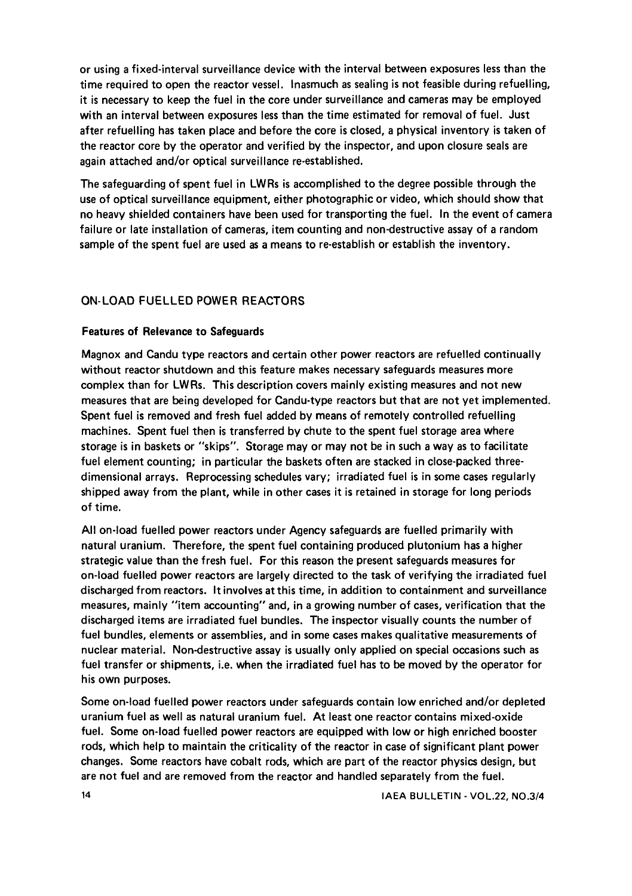or using a fixed-interval surveillance device with the interval between exposures less than the time required to open the reactor vessel. Inasmuch as sealing is not feasible during refuelling, it is necessary to keep the fuel in the core under surveillance and cameras may be employed with an interval between exposures less than the time estimated for removal of fuel. Just after refuelling has taken place and before the core is closed, a physical inventory is taken of the reactor core by the operator and verified by the inspector, and upon closure seals are again attached and/or optical surveillance re-established.

The safeguarding of spent fuel in LWRs is accomplished to the degree possible through the use of optical surveillance equipment, either photographic or video, which should show that no heavy shielded containers have been used for transporting the fuel. In the event of camera failure or late installation of cameras, item counting and non-destructive assay of a random sample of the spent fuel are used as a means to re-establish or establish the inventory.

## ON-LOAD FUELLED POWER REACTORS

### Features of Relevance to Safeguards

Magnox and Candu type reactors and certain other power reactors are refuelled continually without reactor shutdown and this feature makes necessary safeguards measures more complex than for LWRs. This description covers mainly existing measures and not new measures that are being developed for Candu-type reactors but that are not yet implemented. Spent fuel is removed and fresh fuel added by means of remotely controlled refuelling machines. Spent fuel then is transferred by chute to the spent fuel storage area where storage is in baskets or "skips". Storage may or may not be in such a way as to facilitate fuel element counting; in particular the baskets often are stacked in close-packed three-dimensional arrays. Reprocessing schedules vary; irradiated fuel is in some cases regularly shipped away from the plant, while in other cases it is retained in storage for long periods of time.

All on-load fuelled power reactors under Agency safeguards are fuelled primarily with natural uranium. Therefore, the spent fuel containing produced plutonium has a higher strategic value than the fresh fuel. For this reason the present safeguards measures for on-load fuelled power reactors are largely directed to the task of verifying the irradiated fuel discharged from reactors. It involves at this time, in addition to containment and surveillance measures, mainly "item accounting" and, in a growing number of cases, verification that the discharged items are irradiated fuel bundles. The inspector visually counts the number of fuel bundles, elements or assemblies, and in some cases makes qualitative measurements of nuclear material. Non-destructive assay is usually only applied on special occasions such as fuel transfer or shipments, i.e. when the irradiated fuel has to be moved by the operator for his own purposes.

Some on-load fuelled power reactors under safeguards contain low enriched and/or depleted uranium fuel as well as natural uranium fuel. At least one reactor contains mixed-oxide fuel. Some on-load fuelled power reactors are equipped with low or high enriched booster rods, which help to maintain the criticality of the reactor in case of significant plant power changes. Some reactors have cobalt rods, which are part of the reactor physics design, but are not fuel and are removed from the reactor and handled separately from the fuel.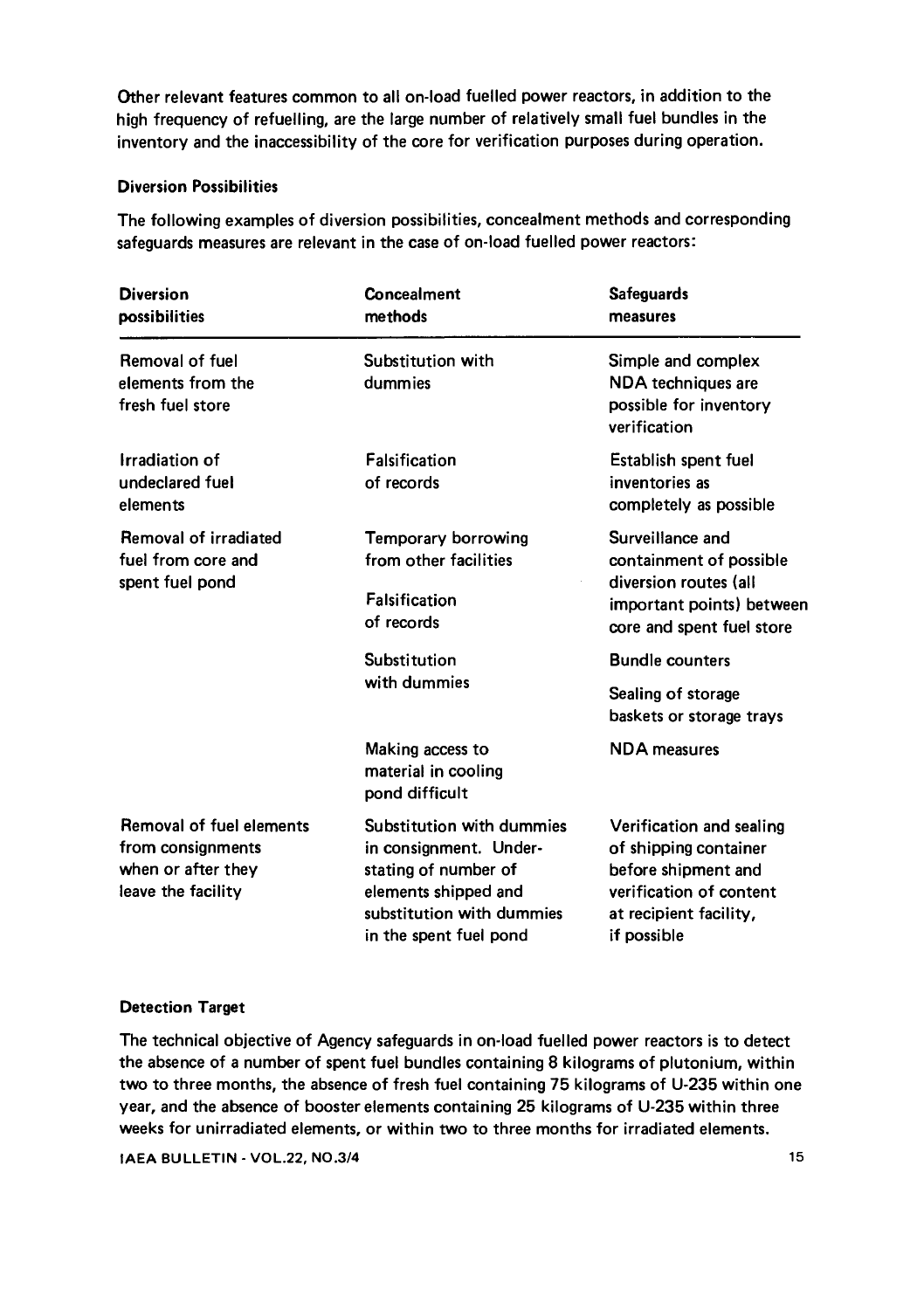Other relevant features common to all on-load fuelled power reactors, in addition to the high frequency of refuelling, are the large number of relatively small fuel bundles in the inventory and the inaccessibility of the core for verification purposes during operation.

### Diversion Possibilities

The following examples of diversion possibilities, concealment methods and corresponding safeguards measures are relevant in the case of on-load fuelled power reactors:

| Diversion possibilities | Concealment methods | Safeguards measures |
|---|---|---|
| Removal of fuel elements from the fresh fuel store | Substitution with dummies | Simple and complex NDA techniques are possible for inventory verification |
| Irradiation of undeclared fuel elements | Falsification of records | Establish spent fuel inventories as completely as possible |
| Removal of irradiated fuel from core and spent fuel pond | Temporary borrowing from other facilities<br>Falsification of records<br>Substitution with dummies | Surveillance and containment of possible diversion routes (all important points) between core and spent fuel store<br>Bundle counters<br>Sealing of storage baskets or storage trays |
| | Making access to material in cooling pond difficult | NDA measures |
| Removal of fuel elements from consignments when or after they leave the facility | Substitution with dummies in consignment. Understating of number of elements shipped and substitution with dummies in the spent fuel pond | Verification and sealing of shipping container before shipment and verification of content at recipient facility, if possible |

### Detection Target

The technical objective of Agency safeguards in on-load fuelled power reactors is to detect the absence of a number of spent fuel bundles containing 8 kilograms of plutonium, within two to three months, the absence of fresh fuel containing 75 kilograms of U-235 within one year, and the absence of booster elements containing 25 kilograms of U-235 within three weeks for unirradiated elements, or within two to three months for irradiated elements.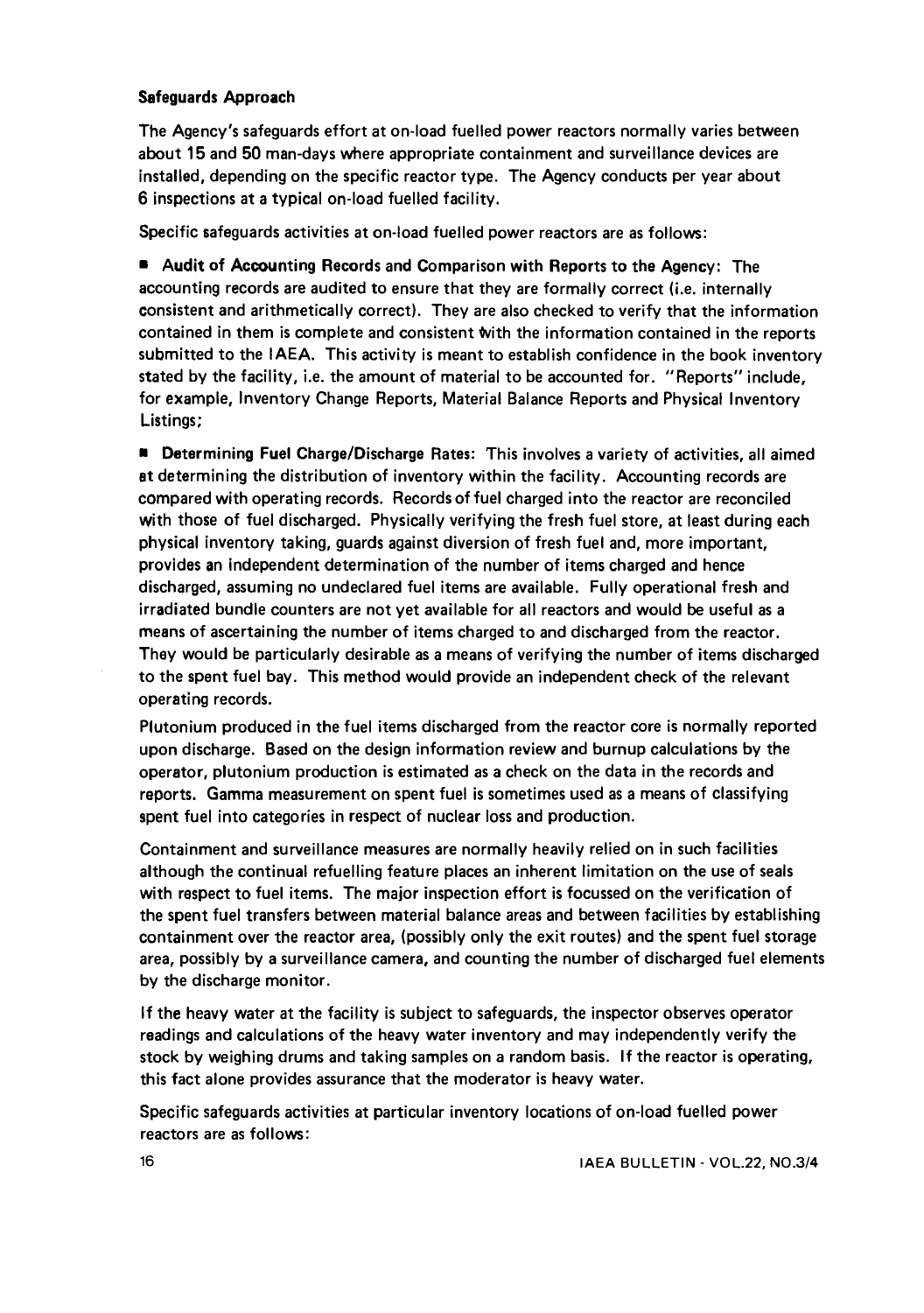**Safeguards Approach**

The Agency's safeguards effort at on-load fuelled power reactors normally varies between about 15 and 50 man-days where appropriate containment and surveillance devices are installed, depending on the specific reactor type. The Agency conducts per year about 6 inspections at a typical on-load fuelled facility.

Specific safeguards activities at on-load fuelled power reactors are as follows:

- **Audit of Accounting Records and Comparison with Reports to the Agency:** The accounting records are audited to ensure that they are formally correct (i.e. internally consistent and arithmetically correct). They are also checked to verify that the information contained in them is complete and consistent with the information contained in the reports submitted to the IAEA. This activity is meant to establish confidence in the book inventory stated by the facility, i.e. the amount of material to be accounted for. "Reports" include, for example, Inventory Change Reports, Material Balance Reports and Physical Inventory Listings;

- **Determining Fuel Charge/Discharge Rates:** This involves a variety of activities, all aimed at determining the distribution of inventory within the facility. Accounting records are compared with operating records. Records of fuel charged into the reactor are reconciled with those of fuel discharged. Physically verifying the fresh fuel store, at least during each physical inventory taking, guards against diversion of fresh fuel and, more important, provides an independent determination of the number of items charged and hence discharged, assuming no undeclared fuel items are available. Fully operational fresh and irradiated bundle counters are not yet available for all reactors and would be useful as a means of ascertaining the number of items charged to and discharged from the reactor. They would be particularly desirable as a means of verifying the number of items discharged to the spent fuel bay. This method would provide an independent check of the relevant operating records.

Plutonium produced in the fuel items discharged from the reactor core is normally reported upon discharge. Based on the design information review and burnup calculations by the operator, plutonium production is estimated as a check on the data in the records and reports. Gamma measurement on spent fuel is sometimes used as a means of classifying spent fuel into categories in respect of nuclear loss and production.

Containment and surveillance measures are normally heavily relied on in such facilities although the continual refuelling feature places an inherent limitation on the use of seals with respect to fuel items. The major inspection effort is focussed on the verification of the spent fuel transfers between material balance areas and between facilities by establishing containment over the reactor area, (possibly only the exit routes) and the spent fuel storage area, possibly by a surveillance camera, and counting the number of discharged fuel elements by the discharge monitor.

If the heavy water at the facility is subject to safeguards, the inspector observes operator readings and calculations of the heavy water inventory and may independently verify the stock by weighing drums and taking samples on a random basis. If the reactor is operating, this fact alone provides assurance that the moderator is heavy water.

Specific safeguards activities at particular inventory locations of on-load fuelled power reactors are as follows: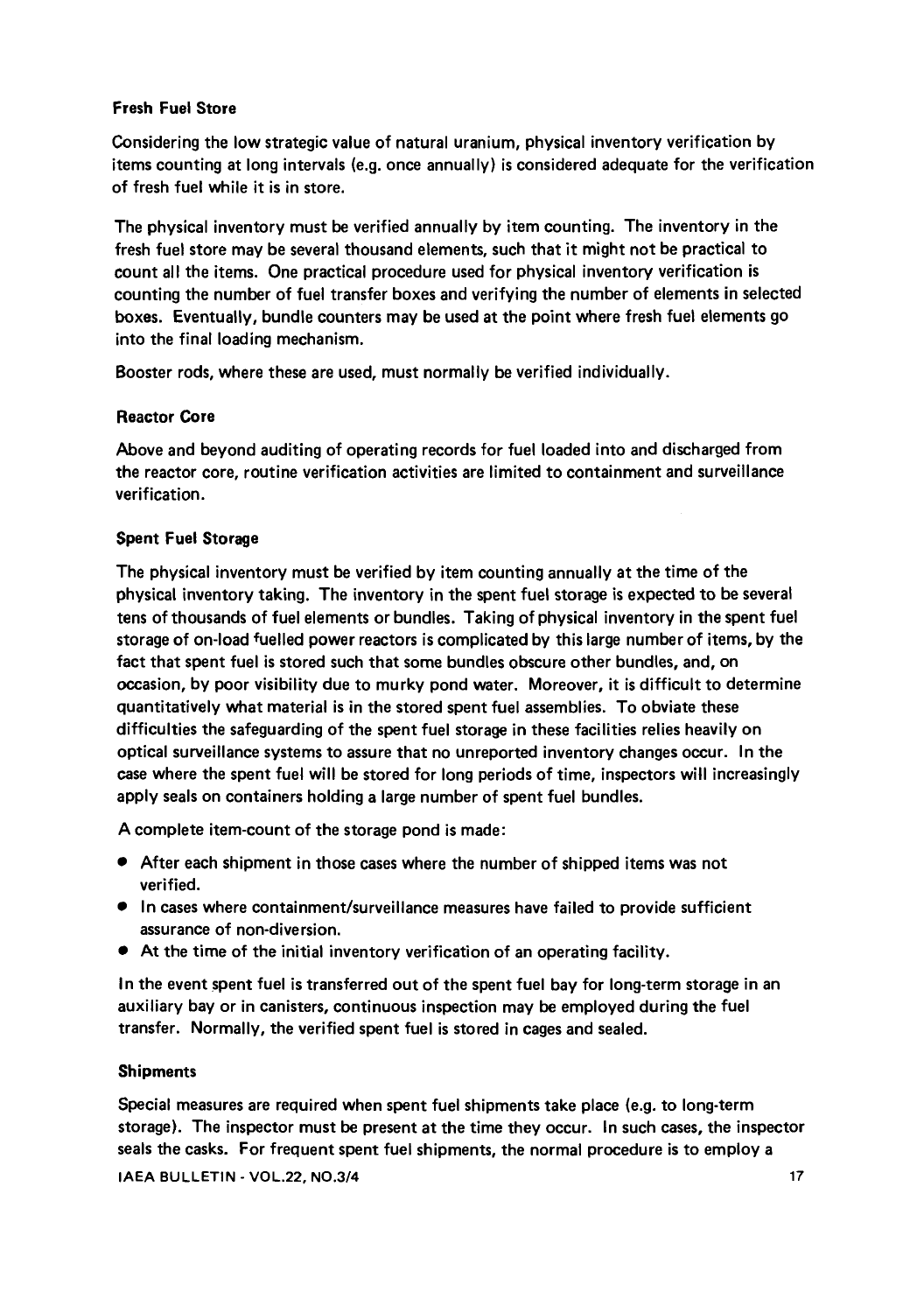**Fresh Fuel Store**

Considering the low strategic value of natural uranium, physical inventory verification by items counting at long intervals (e.g. once annually) is considered adequate for the verification of fresh fuel while it is in store.

The physical inventory must be verified annually by item counting. The inventory in the fresh fuel store may be several thousand elements, such that it might not be practical to count all the items. One practical procedure used for physical inventory verification is counting the number of fuel transfer boxes and verifying the number of elements in selected boxes. Eventually, bundle counters may be used at the point where fresh fuel elements go into the final loading mechanism.

Booster rods, where these are used, must normally be verified individually.

**Reactor Core**

Above and beyond auditing of operating records for fuel loaded into and discharged from the reactor core, routine verification activities are limited to containment and surveillance verification.

**Spent Fuel Storage**

The physical inventory must be verified by item counting annually at the time of the physical inventory taking. The inventory in the spent fuel storage is expected to be several tens of thousands of fuel elements or bundles. Taking of physical inventory in the spent fuel storage of on-load fuelled power reactors is complicated by this large number of items, by the fact that spent fuel is stored such that some bundles obscure other bundles, and, on occasion, by poor visibility due to murky pond water. Moreover, it is difficult to determine quantitatively what material is in the stored spent fuel assemblies. To obviate these difficulties the safeguarding of the spent fuel storage in these facilities relies heavily on optical surveillance systems to assure that no unreported inventory changes occur. In the case where the spent fuel will be stored for long periods of time, inspectors will increasingly apply seals on containers holding a large number of spent fuel bundles.

A complete item-count of the storage pond is made:

- After each shipment in those cases where the number of shipped items was not verified.
- In cases where containment/surveillance measures have failed to provide sufficient assurance of non-diversion.
- At the time of the initial inventory verification of an operating facility.

In the event spent fuel is transferred out of the spent fuel bay for long-term storage in an auxiliary bay or in canisters, continuous inspection may be employed during the fuel transfer. Normally, the verified spent fuel is stored in cages and sealed.

**Shipments**

Special measures are required when spent fuel shipments take place (e.g. to long-term storage). The inspector must be present at the time they occur. In such cases, the inspector seals the casks. For frequent spent fuel shipments, the normal procedure is to employ a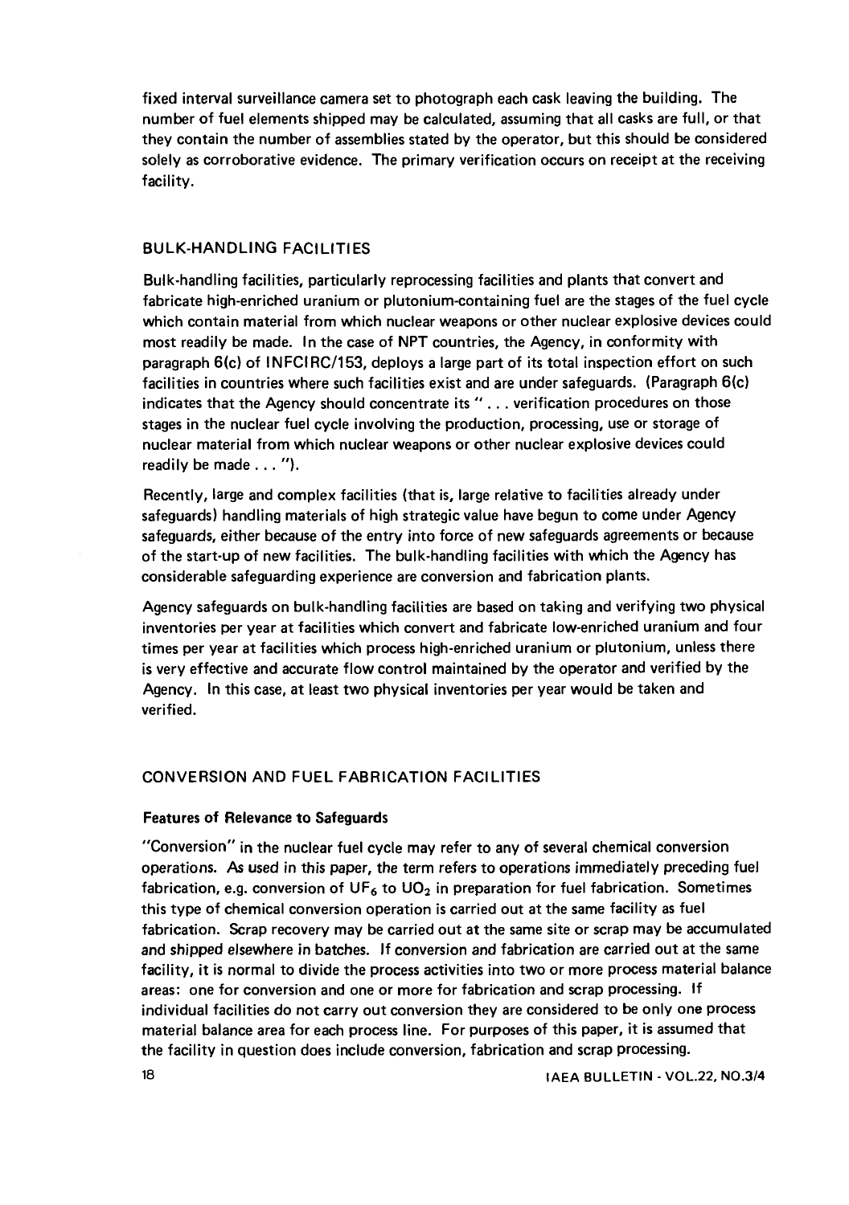fixed interval surveillance camera set to photograph each cask leaving the building. The number of fuel elements shipped may be calculated, assuming that all casks are full, or that they contain the number of assemblies stated by the operator, but this should be considered solely as corroborative evidence. The primary verification occurs on receipt at the receiving facility.

## BULK-HANDLING FACILITIES

Bulk-handling facilities, particularly reprocessing facilities and plants that convert and fabricate high-enriched uranium or plutonium-containing fuel are the stages of the fuel cycle which contain material from which nuclear weapons or other nuclear explosive devices could most readily be made. In the case of NPT countries, the Agency, in conformity with paragraph 6(c) of INFCIRC/153, deploys a large part of its total inspection effort on such facilities in countries where such facilities exist and are under safeguards. (Paragraph 6(c) indicates that the Agency should concentrate its " . . . verification procedures on those stages in the nuclear fuel cycle involving the production, processing, use or storage of nuclear material from which nuclear weapons or other nuclear explosive devices could readily be made . . . ").

Recently, large and complex facilities (that is, large relative to facilities already under safeguards) handling materials of high strategic value have begun to come under Agency safeguards, either because of the entry into force of new safeguards agreements or because of the start-up of new facilities. The bulk-handling facilities with which the Agency has considerable safeguarding experience are conversion and fabrication plants.

Agency safeguards on bulk-handling facilities are based on taking and verifying two physical inventories per year at facilities which convert and fabricate low-enriched uranium and four times per year at facilities which process high-enriched uranium or plutonium, unless there is very effective and accurate flow control maintained by the operator and verified by the Agency. In this case, at least two physical inventories per year would be taken and verified.

## CONVERSION AND FUEL FABRICATION FACILITIES

### Features of Relevance to Safeguards

"Conversion" in the nuclear fuel cycle may refer to any of several chemical conversion operations. As used in this paper, the term refers to operations immediately preceding fuel fabrication, e.g. conversion of $UF_6$ to $UO_2$ in preparation for fuel fabrication. Sometimes this type of chemical conversion operation is carried out at the same facility as fuel fabrication. Scrap recovery may be carried out at the same site or scrap may be accumulated and shipped elsewhere in batches. If conversion and fabrication are carried out at the same facility, it is normal to divide the process activities into two or more process material balance areas: one for conversion and one or more for fabrication and scrap processing. If individual facilities do not carry out conversion they are considered to be only one process material balance area for each process line. For purposes of this paper, it is assumed that the facility in question does include conversion, fabrication and scrap processing.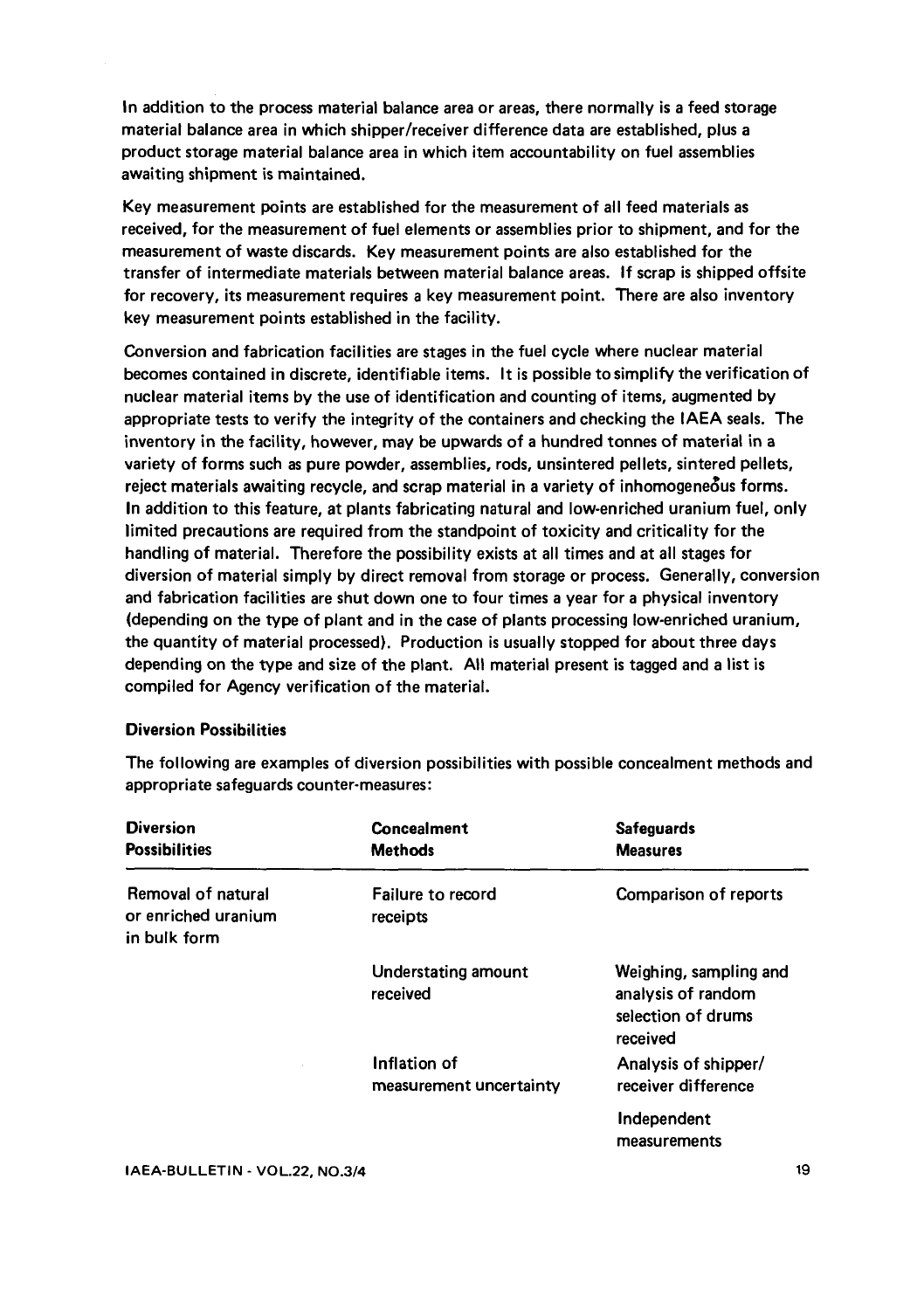In addition to the process material balance area or areas, there normally is a feed storage material balance area in which shipper/receiver difference data are established, plus a product storage material balance area in which item accountability on fuel assemblies awaiting shipment is maintained.

Key measurement points are established for the measurement of all feed materials as received, for the measurement of fuel elements or assemblies prior to shipment, and for the measurement of waste discards. Key measurement points are also established for the transfer of intermediate materials between material balance areas. If scrap is shipped offsite for recovery, its measurement requires a key measurement point. There are also inventory key measurement points established in the facility.

Conversion and fabrication facilities are stages in the fuel cycle where nuclear material becomes contained in discrete, identifiable items. It is possible to simplify the verification of nuclear material items by the use of identification and counting of items, augmented by appropriate tests to verify the integrity of the containers and checking the IAEA seals. The inventory in the facility, however, may be upwards of a hundred tonnes of material in a variety of forms such as pure powder, assemblies, rods, unsintered pellets, sintered pellets, reject materials awaiting recycle, and scrap material in a variety of inhomogeneous forms. In addition to this feature, at plants fabricating natural and low-enriched uranium fuel, only limited precautions are required from the standpoint of toxicity and criticality for the handling of material. Therefore the possibility exists at all times and at all stages for diversion of material simply by direct removal from storage or process. Generally, conversion and fabrication facilities are shut down one to four times a year for a physical inventory (depending on the type of plant and in the case of plants processing low-enriched uranium, the quantity of material processed). Production is usually stopped for about three days depending on the type and size of the plant. All material present is tagged and a list is compiled for Agency verification of the material.

**Diversion Possibilities**

The following are examples of diversion possibilities with possible concealment methods and appropriate safeguards counter-measures:

| Diversion Possibilities | Concealment Methods | Safeguards Measures |
|---|---|---|
| Removal of natural or enriched uranium in bulk form | Failure to record receipts | Comparison of reports |
| | Understating amount received | Weighing, sampling and analysis of random selection of drums received |
| | Inflation of measurement uncertainty | Analysis of shipper/ receiver difference |
| | | Independent measurements |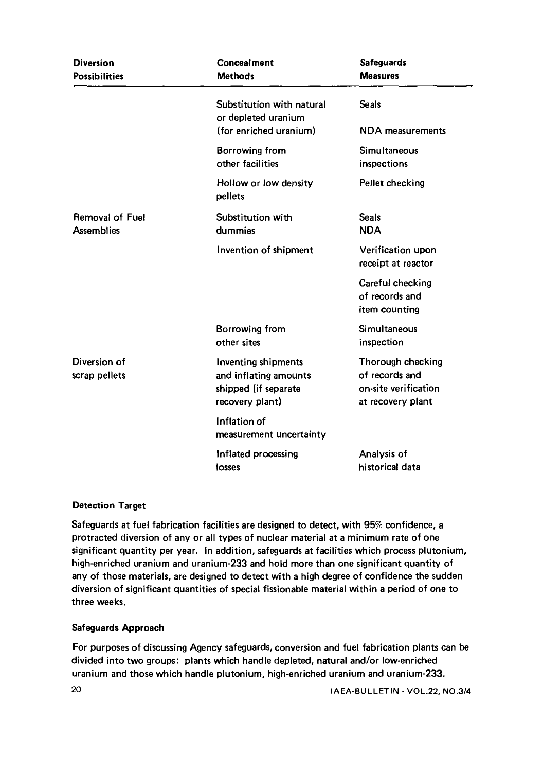| Diversion Possibilities | Concealment Methods | Safeguards Measures |
|---|---|---|
| | Substitution with natural or depleted uranium (for enriched uranium) | Seals<br><br>NDA measurements |
| | Borrowing from other facilities | Simultaneous inspections |
| | Hollow or low density pellets | Pellet checking |
| Removal of Fuel Assemblies | Substitution with dummies | Seals<br>NDA |
| | Invention of shipment | Verification upon receipt at reactor |
| | | Careful checking of records and item counting |
| | Borrowing from other sites | Simultaneous inspection |
| Diversion of scrap pellets | Inventing shipments and inflating amounts shipped (if separate recovery plant) | Thorough checking of records and on-site verification at recovery plant |
| | Inflation of measurement uncertainty | |
| | Inflated processing losses | Analysis of historical data |

#### Detection Target

Safeguards at fuel fabrication facilities are designed to detect, with 95% confidence, a protracted diversion of any or all types of nuclear material at a minimum rate of one significant quantity per year. In addition, safeguards at facilities which process plutonium, high-enriched uranium and uranium-233 and hold more than one significant quantity of any of those materials, are designed to detect with a high degree of confidence the sudden diversion of significant quantities of special fissionable material within a period of one to three weeks.

#### Safeguards Approach

For purposes of discussing Agency safeguards, conversion and fuel fabrication plants can be divided into two groups: plants which handle depleted, natural and/or low-enriched uranium and those which handle plutonium, high-enriched uranium and uranium-233.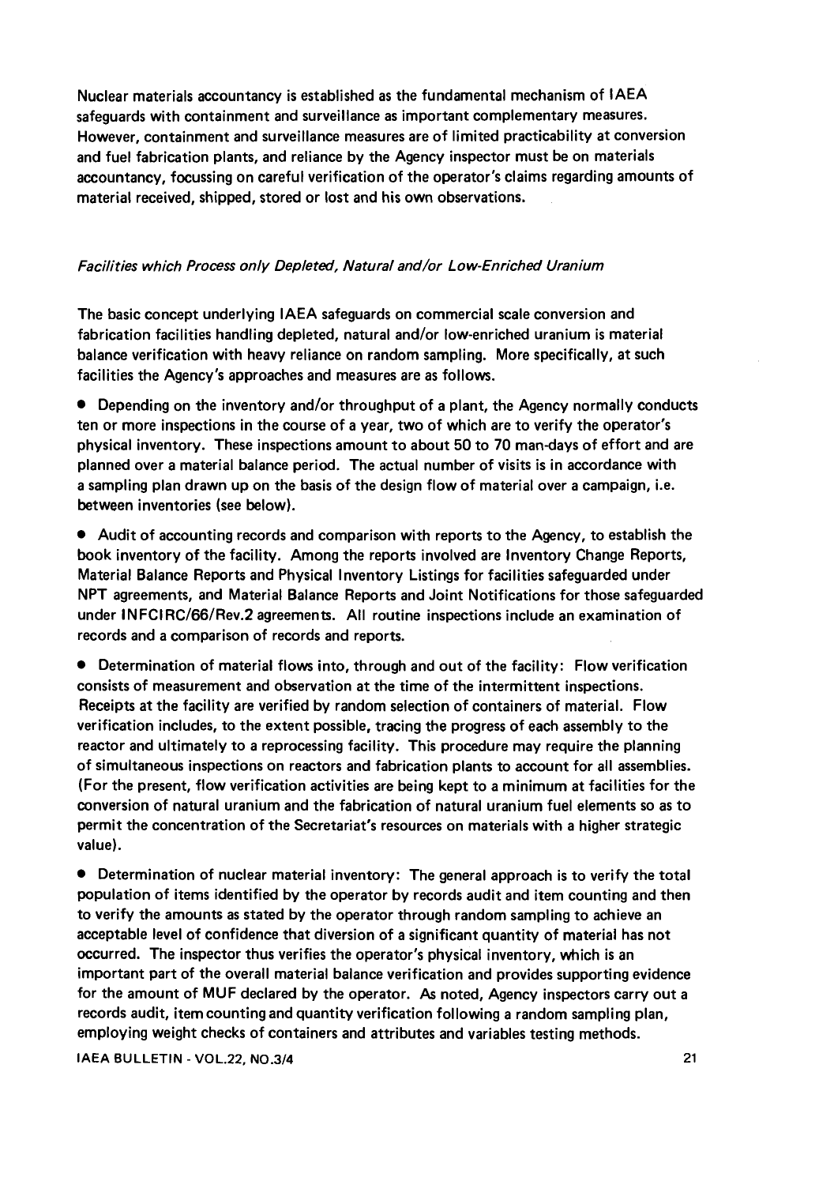Nuclear materials accountancy is established as the fundamental mechanism of IAEA safeguards with containment and surveillance as important complementary measures. However, containment and surveillance measures are of limited practicability at conversion and fuel fabrication plants, and reliance by the Agency inspector must be on materials accountancy, focussing on careful verification of the operator's claims regarding amounts of material received, shipped, stored or lost and his own observations.

*Facilities which Process only Depleted, Natural and/or Low-Enriched Uranium*

The basic concept underlying IAEA safeguards on commercial scale conversion and fabrication facilities handling depleted, natural and/or low-enriched uranium is material balance verification with heavy reliance on random sampling. More specifically, at such facilities the Agency's approaches and measures are as follows.

- Depending on the inventory and/or throughput of a plant, the Agency normally conducts ten or more inspections in the course of a year, two of which are to verify the operator's physical inventory. These inspections amount to about 50 to 70 man-days of effort and are planned over a material balance period. The actual number of visits is in accordance with a sampling plan drawn up on the basis of the design flow of material over a campaign, i.e. between inventories (see below).

- Audit of accounting records and comparison with reports to the Agency, to establish the book inventory of the facility. Among the reports involved are Inventory Change Reports, Material Balance Reports and Physical Inventory Listings for facilities safeguarded under NPT agreements, and Material Balance Reports and Joint Notifications for those safeguarded under INFCIRC/66/Rev.2 agreements. All routine inspections include an examination of records and a comparison of records and reports.

- Determination of material flows into, through and out of the facility: Flow verification consists of measurement and observation at the time of the intermittent inspections. Receipts at the facility are verified by random selection of containers of material. Flow verification includes, to the extent possible, tracing the progress of each assembly to the reactor and ultimately to a reprocessing facility. This procedure may require the planning of simultaneous inspections on reactors and fabrication plants to account for all assemblies. (For the present, flow verification activities are being kept to a minimum at facilities for the conversion of natural uranium and the fabrication of natural uranium fuel elements so as to permit the concentration of the Secretariat's resources on materials with a higher strategic value).

- Determination of nuclear material inventory: The general approach is to verify the total population of items identified by the operator by records audit and item counting and then to verify the amounts as stated by the operator through random sampling to achieve an acceptable level of confidence that diversion of a significant quantity of material has not occurred. The inspector thus verifies the operator's physical inventory, which is an important part of the overall material balance verification and provides supporting evidence for the amount of MUF declared by the operator. As noted, Agency inspectors carry out a records audit, item counting and quantity verification following a random sampling plan, employing weight checks of containers and attributes and variables testing methods.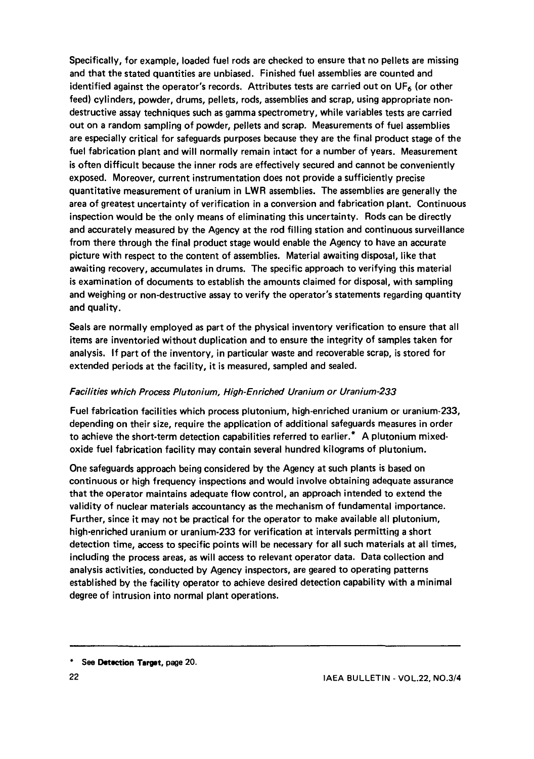Specifically, for example, loaded fuel rods are checked to ensure that no pellets are missing and that the stated quantities are unbiased. Finished fuel assemblies are counted and identified against the operator's records. Attributes tests are carried out on $UF_6$ (or other feed) cylinders, powder, drums, pellets, rods, assemblies and scrap, using appropriate non-destructive assay techniques such as gamma spectrometry, while variables tests are carried out on a random sampling of powder, pellets and scrap. Measurements of fuel assemblies are especially critical for safeguards purposes because they are the final product stage of the fuel fabrication plant and will normally remain intact for a number of years. Measurement is often difficult because the inner rods are effectively secured and cannot be conveniently exposed. Moreover, current instrumentation does not provide a sufficiently precise quantitative measurement of uranium in LWR assemblies. The assemblies are generally the area of greatest uncertainty of verification in a conversion and fabrication plant. Continuous inspection would be the only means of eliminating this uncertainty. Rods can be directly and accurately measured by the Agency at the rod filling station and continuous surveillance from there through the final product stage would enable the Agency to have an accurate picture with respect to the content of assemblies. Material awaiting disposal, like that awaiting recovery, accumulates in drums. The specific approach to verifying this material is examination of documents to establish the amounts claimed for disposal, with sampling and weighing or non-destructive assay to verify the operator's statements regarding quantity and quality.

Seals are normally employed as part of the physical inventory verification to ensure that all items are inventoried without duplication and to ensure the integrity of samples taken for analysis. If part of the inventory, in particular waste and recoverable scrap, is stored for extended periods at the facility, it is measured, sampled and sealed.

### *Facilities which Process Plutonium, High-Enriched Uranium or Uranium-233*

Fuel fabrication facilities which process plutonium, high-enriched uranium or uranium-233, depending on their size, require the application of additional safeguards measures in order to achieve the short-term detection capabilities referred to earlier.* A plutonium mixed-oxide fuel fabrication facility may contain several hundred kilograms of plutonium.

One safeguards approach being considered by the Agency at such plants is based on continuous or high frequency inspections and would involve obtaining adequate assurance that the operator maintains adequate flow control, an approach intended to extend the validity of nuclear materials accountancy as the mechanism of fundamental importance. Further, since it may not be practical for the operator to make available all plutonium, high-enriched uranium or uranium-233 for verification at intervals permitting a short detection time, access to specific points will be necessary for all such materials at all times, including the process areas, as will access to relevant operator data. Data collection and analysis activities, conducted by Agency inspectors, are geared to operating patterns established by the facility operator to achieve desired detection capability with a minimal degree of intrusion into normal plant operations.

---

\* See **Detection Target**, page 20.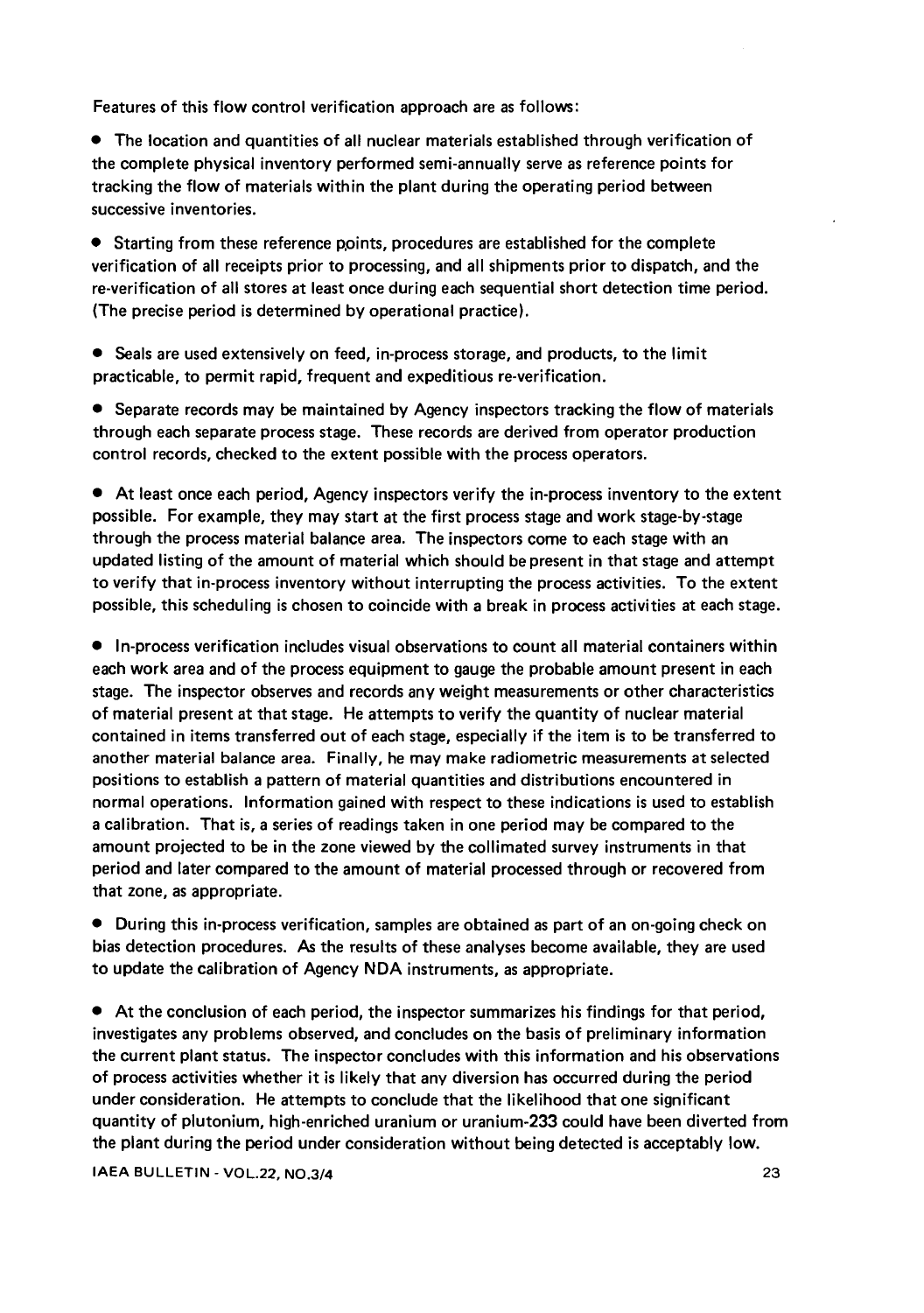Features of this flow control verification approach are as follows:

- The location and quantities of all nuclear materials established through verification of the complete physical inventory performed semi-annually serve as reference points for tracking the flow of materials within the plant during the operating period between successive inventories.

- Starting from these reference points, procedures are established for the complete verification of all receipts prior to processing, and all shipments prior to dispatch, and the re-verification of all stores at least once during each sequential short detection time period. (The precise period is determined by operational practice).

- Seals are used extensively on feed, in-process storage, and products, to the limit practicable, to permit rapid, frequent and expeditious re-verification.

- Separate records may be maintained by Agency inspectors tracking the flow of materials through each separate process stage. These records are derived from operator production control records, checked to the extent possible with the process operators.

- At least once each period, Agency inspectors verify the in-process inventory to the extent possible. For example, they may start at the first process stage and work stage-by-stage through the process material balance area. The inspectors come to each stage with an updated listing of the amount of material which should be present in that stage and attempt to verify that in-process inventory without interrupting the process activities. To the extent possible, this scheduling is chosen to coincide with a break in process activities at each stage.

- In-process verification includes visual observations to count all material containers within each work area and of the process equipment to gauge the probable amount present in each stage. The inspector observes and records any weight measurements or other characteristics of material present at that stage. He attempts to verify the quantity of nuclear material contained in items transferred out of each stage, especially if the item is to be transferred to another material balance area. Finally, he may make radiometric measurements at selected positions to establish a pattern of material quantities and distributions encountered in normal operations. Information gained with respect to these indications is used to establish a calibration. That is, a series of readings taken in one period may be compared to the amount projected to be in the zone viewed by the collimated survey instruments in that period and later compared to the amount of material processed through or recovered from that zone, as appropriate.

- During this in-process verification, samples are obtained as part of an on-going check on bias detection procedures. As the results of these analyses become available, they are used to update the calibration of Agency NDA instruments, as appropriate.

- At the conclusion of each period, the inspector summarizes his findings for that period, investigates any problems observed, and concludes on the basis of preliminary information the current plant status. The inspector concludes with this information and his observations of process activities whether it is likely that any diversion has occurred during the period under consideration. He attempts to conclude that the likelihood that one significant quantity of plutonium, high-enriched uranium or uranium-233 could have been diverted from the plant during the period under consideration without being detected is acceptably low.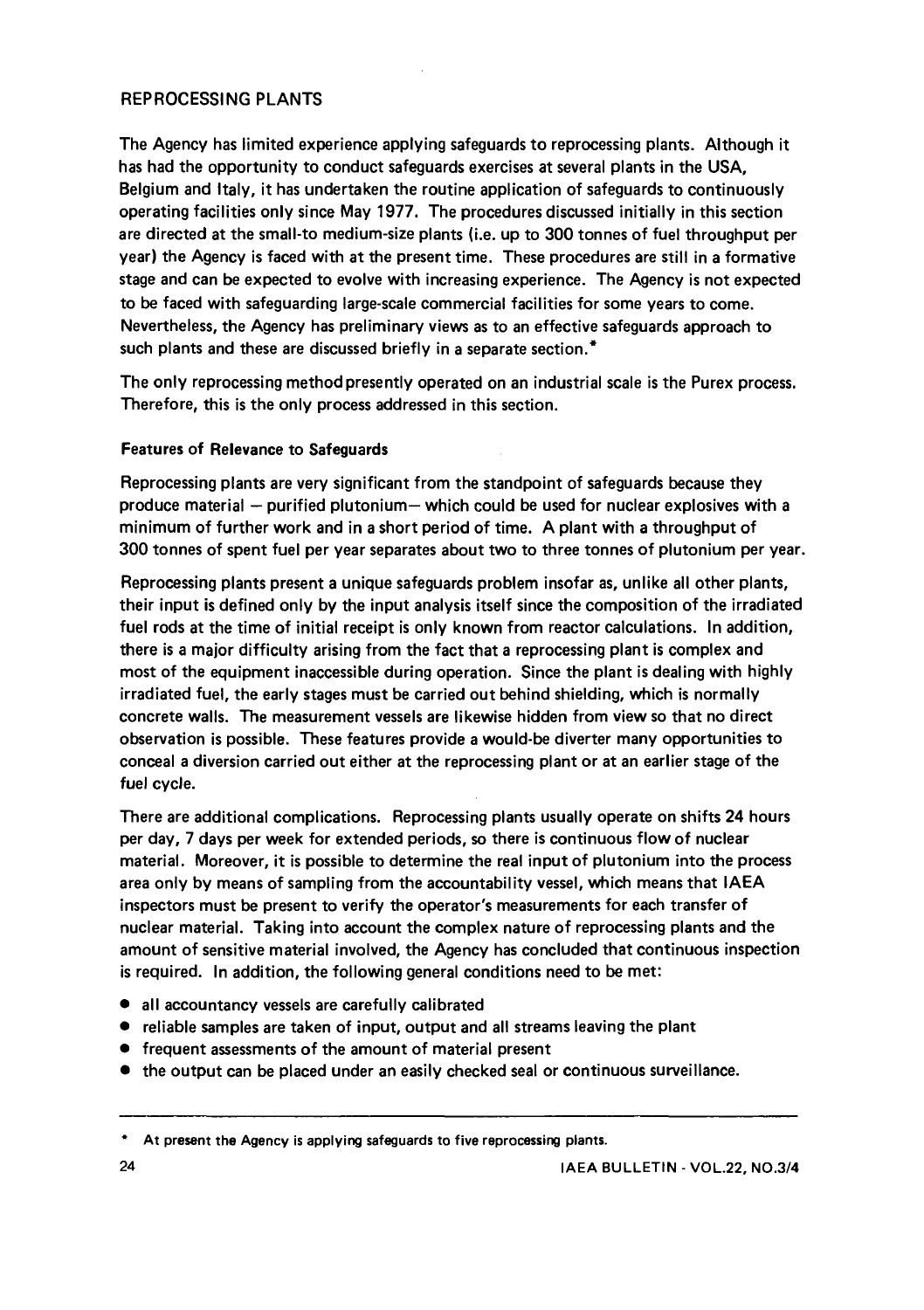## REPROCESSING PLANTS

The Agency has limited experience applying safeguards to reprocessing plants. Although it has had the opportunity to conduct safeguards exercises at several plants in the USA, Belgium and Italy, it has undertaken the routine application of safeguards to continuously operating facilities only since May 1977. The procedures discussed initially in this section are directed at the small-to medium-size plants (i.e. up to 300 tonnes of fuel throughput per year) the Agency is faced with at the present time. These procedures are still in a formative stage and can be expected to evolve with increasing experience. The Agency is not expected to be faced with safeguarding large-scale commercial facilities for some years to come. Nevertheless, the Agency has preliminary views as to an effective safeguards approach to such plants and these are discussed briefly in a separate section.*

The only reprocessing method presently operated on an industrial scale is the Purex process. Therefore, this is the only process addressed in this section.

### Features of Relevance to Safeguards

Reprocessing plants are very significant from the standpoint of safeguards because they produce material — purified plutonium— which could be used for nuclear explosives with a minimum of further work and in a short period of time. A plant with a throughput of 300 tonnes of spent fuel per year separates about two to three tonnes of plutonium per year.

Reprocessing plants present a unique safeguards problem insofar as, unlike all other plants, their input is defined only by the input analysis itself since the composition of the irradiated fuel rods at the time of initial receipt is only known from reactor calculations. In addition, there is a major difficulty arising from the fact that a reprocessing plant is complex and most of the equipment inaccessible during operation. Since the plant is dealing with highly irradiated fuel, the early stages must be carried out behind shielding, which is normally concrete walls. The measurement vessels are likewise hidden from view so that no direct observation is possible. These features provide a would-be diverter many opportunities to conceal a diversion carried out either at the reprocessing plant or at an earlier stage of the fuel cycle.

There are additional complications. Reprocessing plants usually operate on shifts 24 hours per day, 7 days per week for extended periods, so there is continuous flow of nuclear material. Moreover, it is possible to determine the real input of plutonium into the process area only by means of sampling from the accountability vessel, which means that IAEA inspectors must be present to verify the operator's measurements for each transfer of nuclear material. Taking into account the complex nature of reprocessing plants and the amount of sensitive material involved, the Agency has concluded that continuous inspection is required. In addition, the following general conditions need to be met:

- all accountancy vessels are carefully calibrated
- reliable samples are taken of input, output and all streams leaving the plant
- frequent assessments of the amount of material present
- the output can be placed under an easily checked seal or continuous surveillance.

---

* At present the Agency is applying safeguards to five reprocessing plants.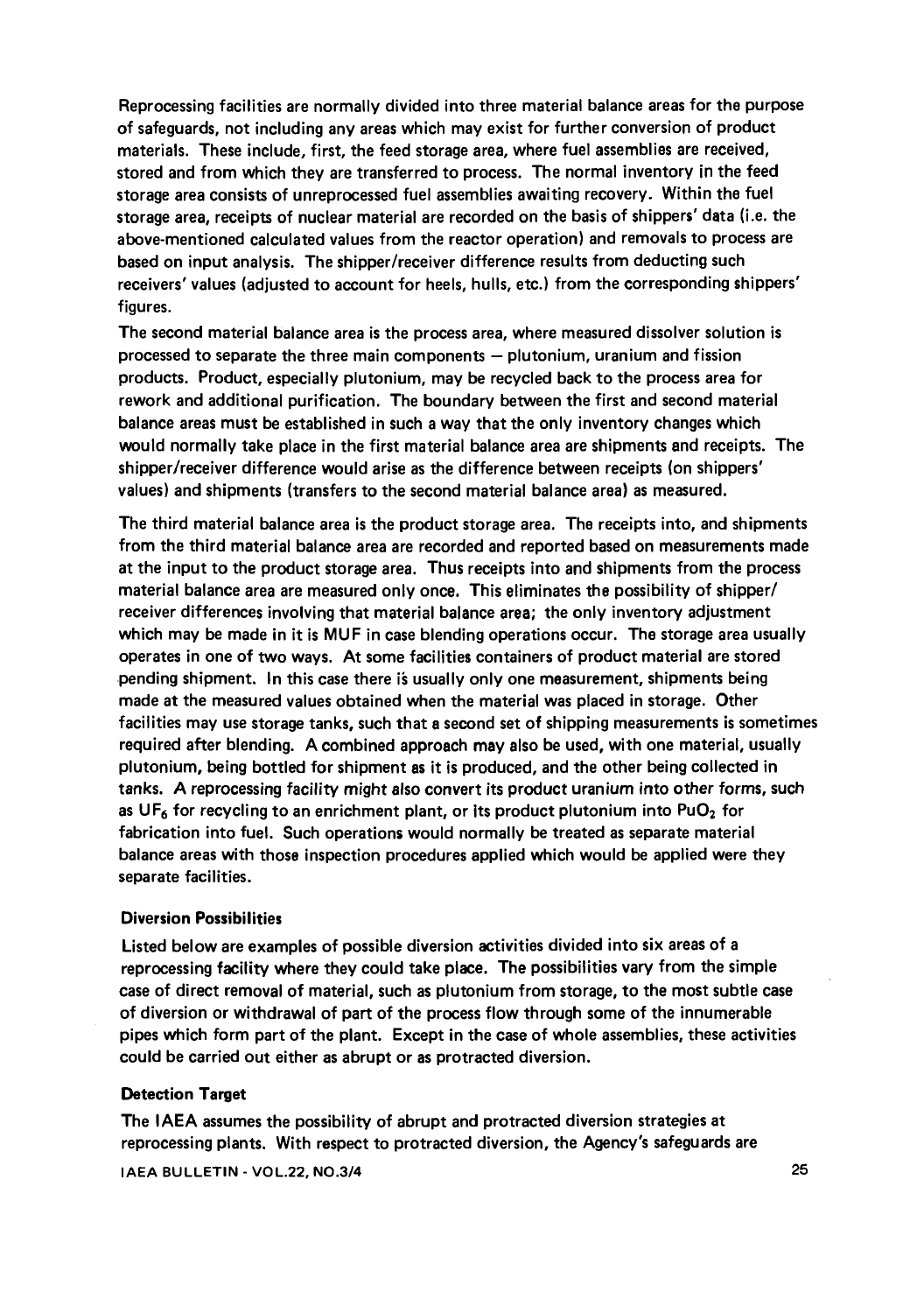Reprocessing facilities are normally divided into three material balance areas for the purpose of safeguards, not including any areas which may exist for further conversion of product materials. These include, first, the feed storage area, where fuel assemblies are received, stored and from which they are transferred to process. The normal inventory in the feed storage area consists of unreprocessed fuel assemblies awaiting recovery. Within the fuel storage area, receipts of nuclear material are recorded on the basis of shippers' data (i.e. the above-mentioned calculated values from the reactor operation) and removals to process are based on input analysis. The shipper/receiver difference results from deducting such receivers' values (adjusted to account for heels, hulls, etc.) from the corresponding shippers' figures.

The second material balance area is the process area, where measured dissolver solution is processed to separate the three main components — plutonium, uranium and fission products. Product, especially plutonium, may be recycled back to the process area for rework and additional purification. The boundary between the first and second material balance areas must be established in such a way that the only inventory changes which would normally take place in the first material balance area are shipments and receipts. The shipper/receiver difference would arise as the difference between receipts (on shippers' values) and shipments (transfers to the second material balance area) as measured.

The third material balance area is the product storage area. The receipts into, and shipments from the third material balance area are recorded and reported based on measurements made at the input to the product storage area. Thus receipts into and shipments from the process material balance area are measured only once. This eliminates the possibility of shipper/ receiver differences involving that material balance area; the only inventory adjustment which may be made in it is MUF in case blending operations occur. The storage area usually operates in one of two ways. At some facilities containers of product material are stored pending shipment. In this case there is usually only one measurement, shipments being made at the measured values obtained when the material was placed in storage. Other facilities may use storage tanks, such that a second set of shipping measurements is sometimes required after blending. A combined approach may also be used, with one material, usually plutonium, being bottled for shipment as it is produced, and the other being collected in tanks. A reprocessing facility might also convert its product uranium into other forms, such as $UF_6$ for recycling to an enrichment plant, or its product plutonium into $PuO_2$ for fabrication into fuel. Such operations would normally be treated as separate material balance areas with those inspection procedures applied which would be applied were they separate facilities.

**Diversion Possibilities**

Listed below are examples of possible diversion activities divided into six areas of a reprocessing facility where they could take place. The possibilities vary from the simple case of direct removal of material, such as plutonium from storage, to the most subtle case of diversion or withdrawal of part of the process flow through some of the innumerable pipes which form part of the plant. Except in the case of whole assemblies, these activities could be carried out either as abrupt or as protracted diversion.

**Detection Target**

The IAEA assumes the possibility of abrupt and protracted diversion strategies at reprocessing plants. With respect to protracted diversion, the Agency's safeguards are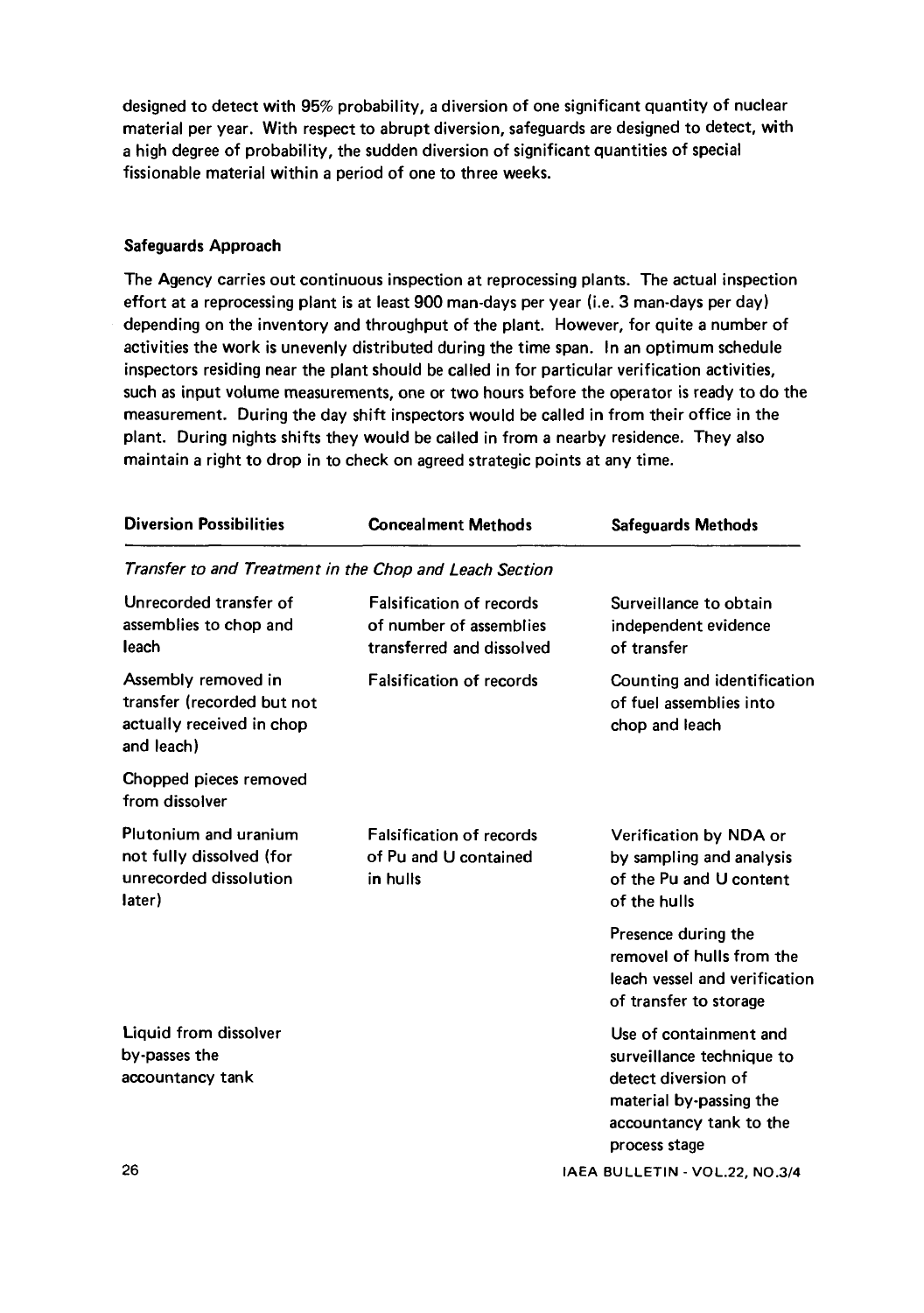designed to detect with 95% probability, a diversion of one significant quantity of nuclear material per year. With respect to abrupt diversion, safeguards are designed to detect, with a high degree of probability, the sudden diversion of significant quantities of special fissionable material within a period of one to three weeks.

### Safeguards Approach

The Agency carries out continuous inspection at reprocessing plants. The actual inspection effort at a reprocessing plant is at least 900 man-days per year (i.e. 3 man-days per day) depending on the inventory and throughput of the plant. However, for quite a number of activities the work is unevenly distributed during the time span. In an optimum schedule inspectors residing near the plant should be called in for particular verification activities, such as input volume measurements, one or two hours before the operator is ready to do the measurement. During the day shift inspectors would be called in from their office in the plant. During nights shifts they would be called in from a nearby residence. They also maintain a right to drop in to check on agreed strategic points at any time.

| Diversion Possibilities | Concealment Methods | Safeguards Methods |
|---|---|---|
| *Transfer to and Treatment in the Chop and Leach Section* | | |
| Unrecorded transfer of assemblies to chop and leach | Falsification of records of number of assemblies transferred and dissolved | Surveillance to obtain independent evidence of transfer |
| Assembly removed in transfer (recorded but not actually received in chop and leach) | Falsification of records | Counting and identification of fuel assemblies into chop and leach |
| Chopped pieces removed from dissolver | | |
| Plutonium and uranium not fully dissolved (for unrecorded dissolution later) | Falsification of records of Pu and U contained in hulls | Verification by NDA or by sampling and analysis of the Pu and U content of the hulls |
| | | Presence during the removel of hulls from the leach vessel and verification of transfer to storage |
| Liquid from dissolver by-passes the accountancy tank | | Use of containment and surveillance technique to detect diversion of material by-passing the accountancy tank to the process stage |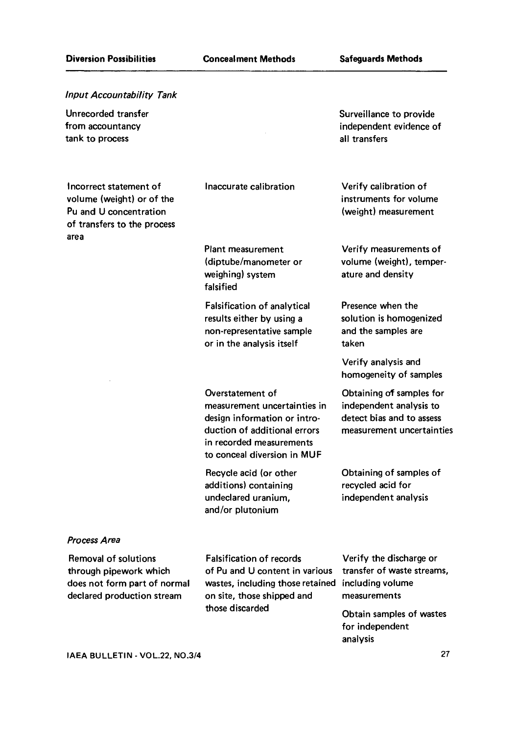| Diversion Possibilities | Concealment Methods | Safeguards Methods |
|---|---|---|
| *Input Accountability Tank* | | |
| Unrecorded transfer from accountancy tank to process | | Surveillance to provide independent evidence of all transfers |
| Incorrect statement of volume (weight) or of the Pu and U concentration of transfers to the process area | Inaccurate calibration | Verify calibration of instruments for volume (weight) measurement |
| | Plant measurement (diptube/manometer or weighing) system falsified | Verify measurements of volume (weight), temperature and density |
| | Falsification of analytical results either by using a non-representative sample or in the analysis itself | Presence when the solution is homogenized and the samples are taken |
| | | Verify analysis and homogeneity of samples |
| | Overstatement of measurement uncertainties in design information or introduction of additional errors in recorded measurements to conceal diversion in MUF | Obtaining of samples for independent analysis to detect bias and to assess measurement uncertainties |
| | Recycle acid (or other additions) containing undeclared uranium, and/or plutonium | Obtaining of samples of recycled acid for independent analysis |
| *Process Area* | | |
| Removal of solutions through pipework which does not form part of normal declared production stream | Falsification of records of Pu and U content in various wastes, including those retained on site, those shipped and those discarded | Verify the discharge or transfer of waste streams, including volume measurements |
| | | Obtain samples of wastes for independent analysis |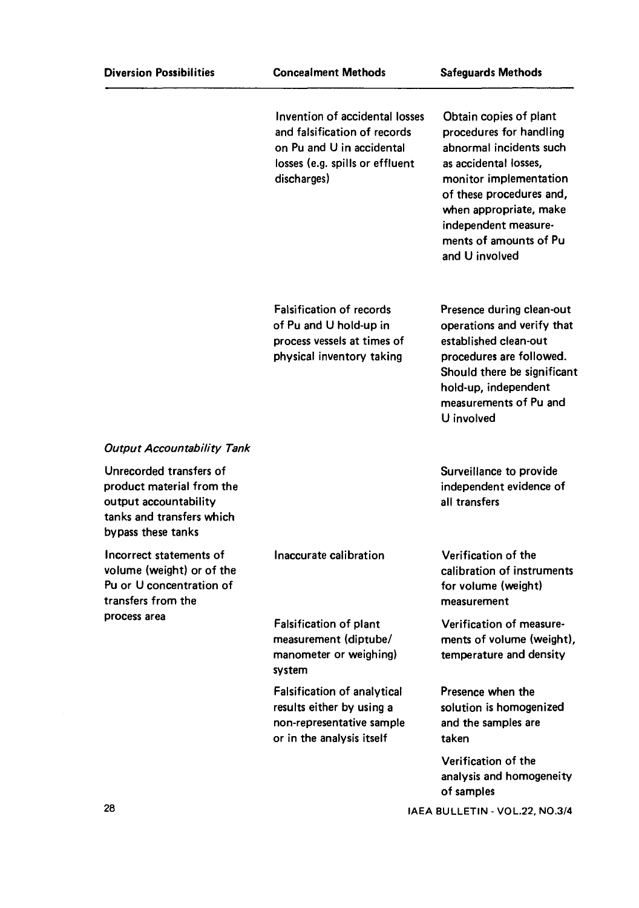| Diversion Possibilities | Concealment Methods | Safeguards Methods |
|---|---|---|
| | Invention of accidental losses and falsification of records on Pu and U in accidental losses (e.g. spills or effluent discharges) | Obtain copies of plant procedures for handling abnormal incidents such as accidental losses, monitor implementation of these procedures and, when appropriate, make independent measurements of amounts of Pu and U involved |
| | Falsification of records of Pu and U hold-up in process vessels at times of physical inventory taking | Presence during clean-out operations and verify that established clean-out procedures are followed. Should there be significant hold-up, independent measurements of Pu and U involved |
| *Output Accountability Tank* | | |
| Unrecorded transfers of product material from the output accountability tanks and transfers which bypass these tanks | | Surveillance to provide independent evidence of all transfers |
| Incorrect statements of volume (weight) or of the Pu or U concentration of transfers from the process area | Inaccurate calibration | Verification of the calibration of instruments for volume (weight) measurement |
| | Falsification of plant measurement (diptube/manometer or weighing) system | Verification of measurements of volume (weight), temperature and density |
| | Falsification of analytical results either by using a non-representative sample or in the analysis itself | Presence when the solution is homogenized and the samples are taken |
| | | Verification of the analysis and homogeneity of samples |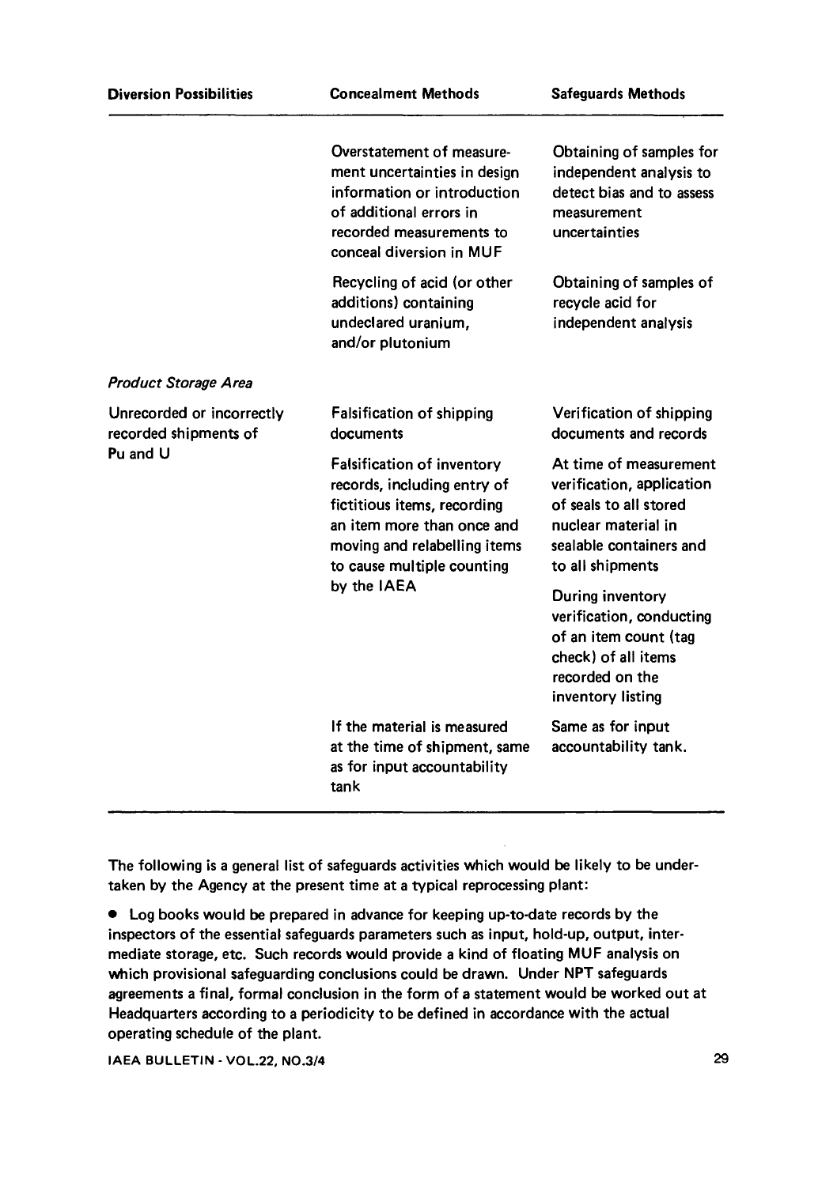| Diversion Possibilities | Concealment Methods | Safeguards Methods |
|---|---|---|
| | Overstatement of measurement uncertainties in design information or introduction of additional errors in recorded measurements to conceal diversion in MUF | Obtaining of samples for independent analysis to detect bias and to assess measurement uncertainties |
| | Recycling of acid (or other additions) containing undeclared uranium, and/or plutonium | Obtaining of samples of recycle acid for independent analysis |
| *Product Storage Area* | | |
| Unrecorded or incorrectly recorded shipments of Pu and U | Falsification of shipping documents | Verification of shipping documents and records |
| | Falsification of inventory records, including entry of fictitious items, recording an item more than once and moving and relabelling items to cause multiple counting by the IAEA | At time of measurement verification, application of seals to all stored nuclear material in sealable containers and to all shipments |
| | | During inventory verification, conducting of an item count (tag check) of all items recorded on the inventory listing |
| | If the material is measured at the time of shipment, same as for input accountability tank | Same as for input accountability tank. |

The following is a general list of safeguards activities which would be likely to be undertaken by the Agency at the present time at a typical reprocessing plant:

- Log books would be prepared in advance for keeping up-to-date records by the inspectors of the essential safeguards parameters such as input, hold-up, output, intermediate storage, etc. Such records would provide a kind of floating MUF analysis on which provisional safeguarding conclusions could be drawn. Under NPT safeguards agreements a final, formal conclusion in the form of a statement would be worked out at Headquarters according to a periodicity to be defined in accordance with the actual operating schedule of the plant.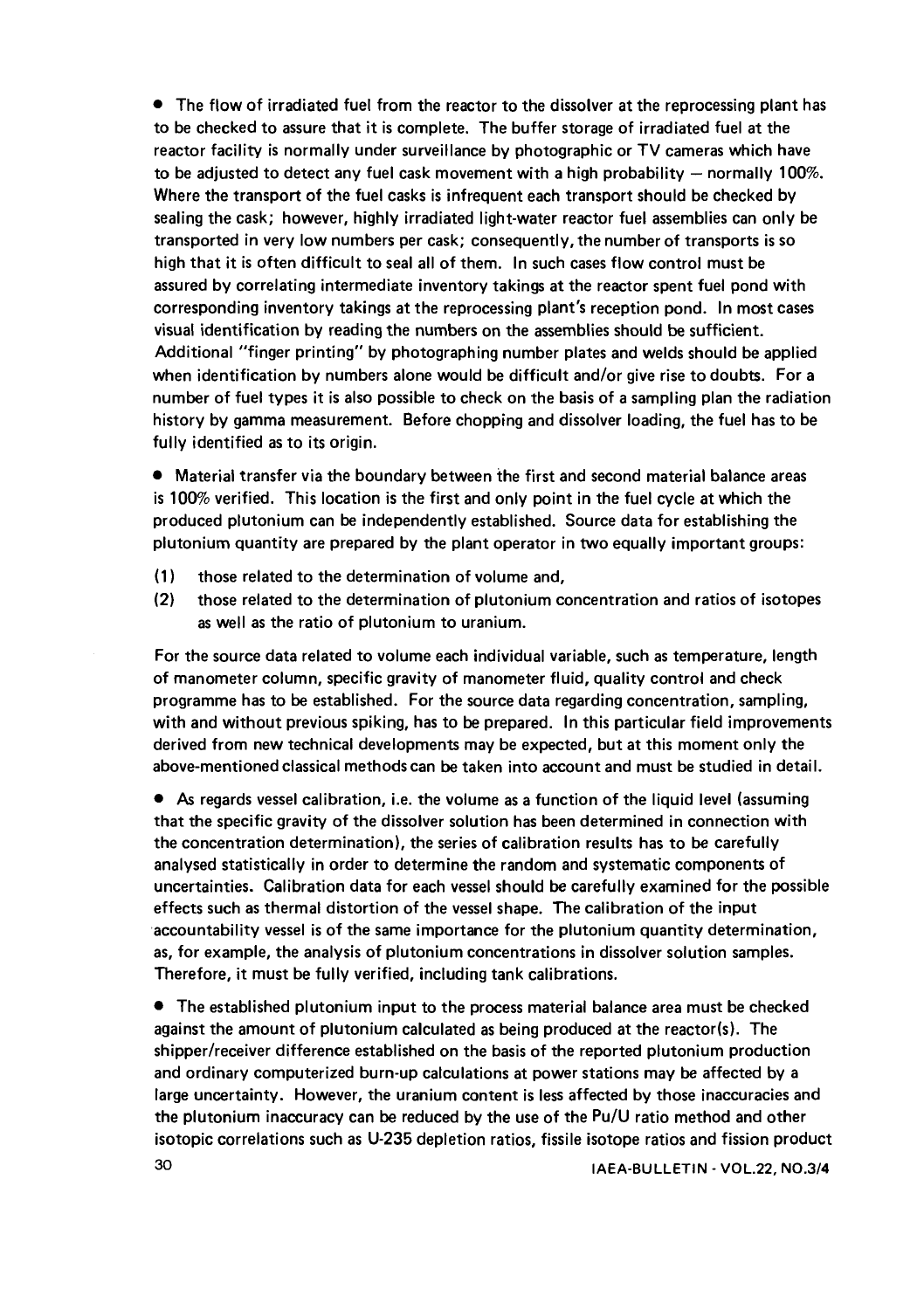- The flow of irradiated fuel from the reactor to the dissolver at the reprocessing plant has to be checked to assure that it is complete. The buffer storage of irradiated fuel at the reactor facility is normally under surveillance by photographic or TV cameras which have to be adjusted to detect any fuel cask movement with a high probability — normally 100%. Where the transport of the fuel casks is infrequent each transport should be checked by sealing the cask; however, highly irradiated light-water reactor fuel assemblies can only be transported in very low numbers per cask; consequently, the number of transports is so high that it is often difficult to seal all of them. In such cases flow control must be assured by correlating intermediate inventory takings at the reactor spent fuel pond with corresponding inventory takings at the reprocessing plant's reception pond. In most cases visual identification by reading the numbers on the assemblies should be sufficient. Additional "finger printing" by photographing number plates and welds should be applied when identification by numbers alone would be difficult and/or give rise to doubts. For a number of fuel types it is also possible to check on the basis of a sampling plan the radiation history by gamma measurement. Before chopping and dissolver loading, the fuel has to be fully identified as to its origin.

- Material transfer via the boundary between the first and second material balance areas is 100% verified. This location is the first and only point in the fuel cycle at which the produced plutonium can be independently established. Source data for establishing the plutonium quantity are prepared by the plant operator in two equally important groups:

(1) those related to the determination of volume and,
(2) those related to the determination of plutonium concentration and ratios of isotopes as well as the ratio of plutonium to uranium.

For the source data related to volume each individual variable, such as temperature, length of manometer column, specific gravity of manometer fluid, quality control and check programme has to be established. For the source data regarding concentration, sampling, with and without previous spiking, has to be prepared. In this particular field improvements derived from new technical developments may be expected, but at this moment only the above-mentioned classical methods can be taken into account and must be studied in detail.

- As regards vessel calibration, i.e. the volume as a function of the liquid level (assuming that the specific gravity of the dissolver solution has been determined in connection with the concentration determination), the series of calibration results has to be carefully analysed statistically in order to determine the random and systematic components of uncertainties. Calibration data for each vessel should be carefully examined for the possible effects such as thermal distortion of the vessel shape. The calibration of the input accountability vessel is of the same importance for the plutonium quantity determination, as, for example, the analysis of plutonium concentrations in dissolver solution samples. Therefore, it must be fully verified, including tank calibrations.

- The established plutonium input to the process material balance area must be checked against the amount of plutonium calculated as being produced at the reactor(s). The shipper/receiver difference established on the basis of the reported plutonium production and ordinary computerized burn-up calculations at power stations may be affected by a large uncertainty. However, the uranium content is less affected by those inaccuracies and the plutonium inaccuracy can be reduced by the use of the Pu/U ratio method and other isotopic correlations such as U-235 depletion ratios, fissile isotope ratios and fission product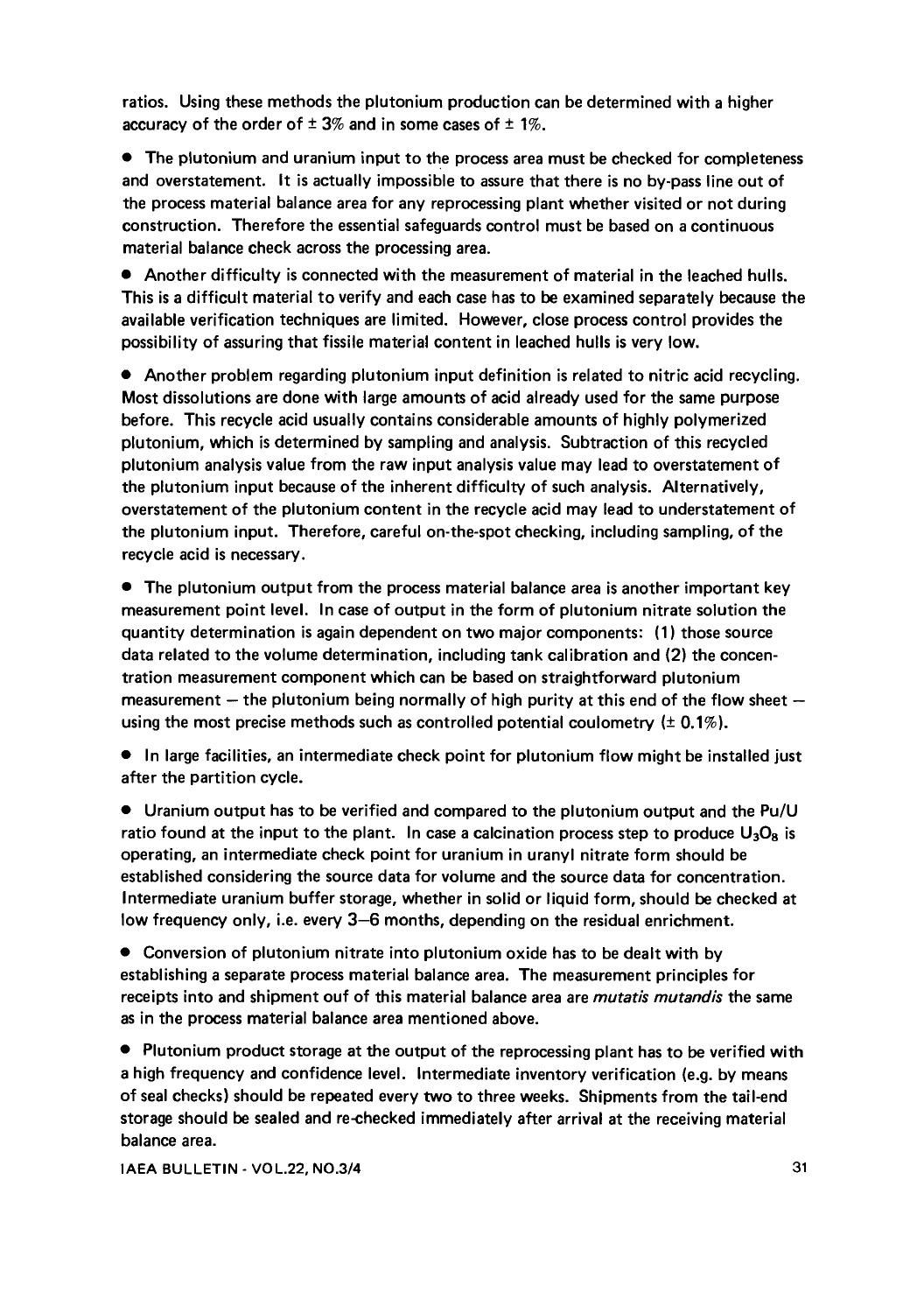ratios. Using these methods the plutonium production can be determined with a higher accuracy of the order of ± 3% and in some cases of ± 1%.

- The plutonium and uranium input to the process area must be checked for completeness and overstatement. It is actually impossible to assure that there is no by-pass line out of the process material balance area for any reprocessing plant whether visited or not during construction. Therefore the essential safeguards control must be based on a continuous material balance check across the processing area.

- Another difficulty is connected with the measurement of material in the leached hulls. This is a difficult material to verify and each case has to be examined separately because the available verification techniques are limited. However, close process control provides the possibility of assuring that fissile material content in leached hulls is very low.

- Another problem regarding plutonium input definition is related to nitric acid recycling. Most dissolutions are done with large amounts of acid already used for the same purpose before. This recycle acid usually contains considerable amounts of highly polymerized plutonium, which is determined by sampling and analysis. Subtraction of this recycled plutonium analysis value from the raw input analysis value may lead to overstatement of the plutonium input because of the inherent difficulty of such analysis. Alternatively, overstatement of the plutonium content in the recycle acid may lead to understatement of the plutonium input. Therefore, careful on-the-spot checking, including sampling, of the recycle acid is necessary.

- The plutonium output from the process material balance area is another important key measurement point level. In case of output in the form of plutonium nitrate solution the quantity determination is again dependent on two major components: (1) those source data related to the volume determination, including tank calibration and (2) the concentration measurement component which can be based on straightforward plutonium measurement — the plutonium being normally of high purity at this end of the flow sheet — using the most precise methods such as controlled potential coulometry (± 0.1%).

- In large facilities, an intermediate check point for plutonium flow might be installed just after the partition cycle.

- Uranium output has to be verified and compared to the plutonium output and the Pu/U ratio found at the input to the plant. In case a calcination process step to produce $U_3O_8$ is operating, an intermediate check point for uranium in uranyl nitrate form should be established considering the source data for volume and the source data for concentration. Intermediate uranium buffer storage, whether in solid or liquid form, should be checked at low frequency only, i.e. every 3–6 months, depending on the residual enrichment.

- Conversion of plutonium nitrate into plutonium oxide has to be dealt with by establishing a separate process material balance area. The measurement principles for receipts into and shipment ouf of this material balance area are *mutatis mutandis* the same as in the process material balance area mentioned above.

- Plutonium product storage at the output of the reprocessing plant has to be verified with a high frequency and confidence level. Intermediate inventory verification (e.g. by means of seal checks) should be repeated every two to three weeks. Shipments from the tail-end storage should be sealed and re-checked immediately after arrival at the receiving material balance area.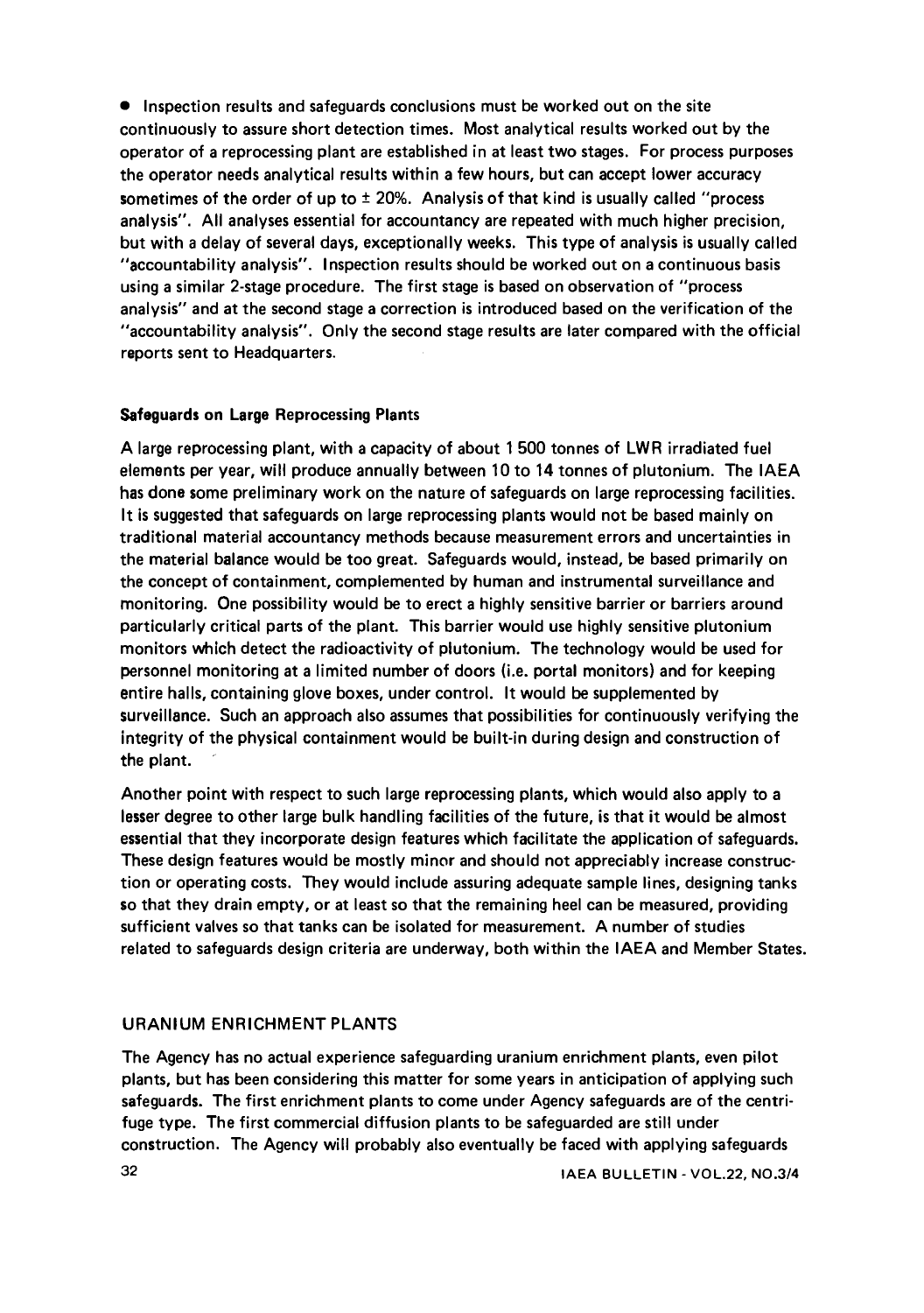- Inspection results and safeguards conclusions must be worked out on the site continuously to assure short detection times. Most analytical results worked out by the operator of a reprocessing plant are established in at least two stages. For process purposes the operator needs analytical results within a few hours, but can accept lower accuracy sometimes of the order of up to ± 20%. Analysis of that kind is usually called "process analysis". All analyses essential for accountancy are repeated with much higher precision, but with a delay of several days, exceptionally weeks. This type of analysis is usually called "accountability analysis". Inspection results should be worked out on a continuous basis using a similar 2-stage procedure. The first stage is based on observation of "process analysis" and at the second stage a correction is introduced based on the verification of the "accountability analysis". Only the second stage results are later compared with the official reports sent to Headquarters.

**Safeguards on Large Reprocessing Plants**

A large reprocessing plant, with a capacity of about 1 500 tonnes of LWR irradiated fuel elements per year, will produce annually between 10 to 14 tonnes of plutonium. The IAEA has done some preliminary work on the nature of safeguards on large reprocessing facilities. It is suggested that safeguards on large reprocessing plants would not be based mainly on traditional material accountancy methods because measurement errors and uncertainties in the material balance would be too great. Safeguards would, instead, be based primarily on the concept of containment, complemented by human and instrumental surveillance and monitoring. One possibility would be to erect a highly sensitive barrier or barriers around particularly critical parts of the plant. This barrier would use highly sensitive plutonium monitors which detect the radioactivity of plutonium. The technology would be used for personnel monitoring at a limited number of doors (i.e. portal monitors) and for keeping entire halls, containing glove boxes, under control. It would be supplemented by surveillance. Such an approach also assumes that possibilities for continuously verifying the integrity of the physical containment would be built-in during design and construction of the plant.

Another point with respect to such large reprocessing plants, which would also apply to a lesser degree to other large bulk handling facilities of the future, is that it would be almost essential that they incorporate design features which facilitate the application of safeguards. These design features would be mostly minor and should not appreciably increase construction or operating costs. They would include assuring adequate sample lines, designing tanks so that they drain empty, or at least so that the remaining heel can be measured, providing sufficient valves so that tanks can be isolated for measurement. A number of studies related to safeguards design criteria are underway, both within the IAEA and Member States.

## URANIUM ENRICHMENT PLANTS

The Agency has no actual experience safeguarding uranium enrichment plants, even pilot plants, but has been considering this matter for some years in anticipation of applying such safeguards. The first enrichment plants to come under Agency safeguards are of the centrifuge type. The first commercial diffusion plants to be safeguarded are still under construction. The Agency will probably also eventually be faced with applying safeguards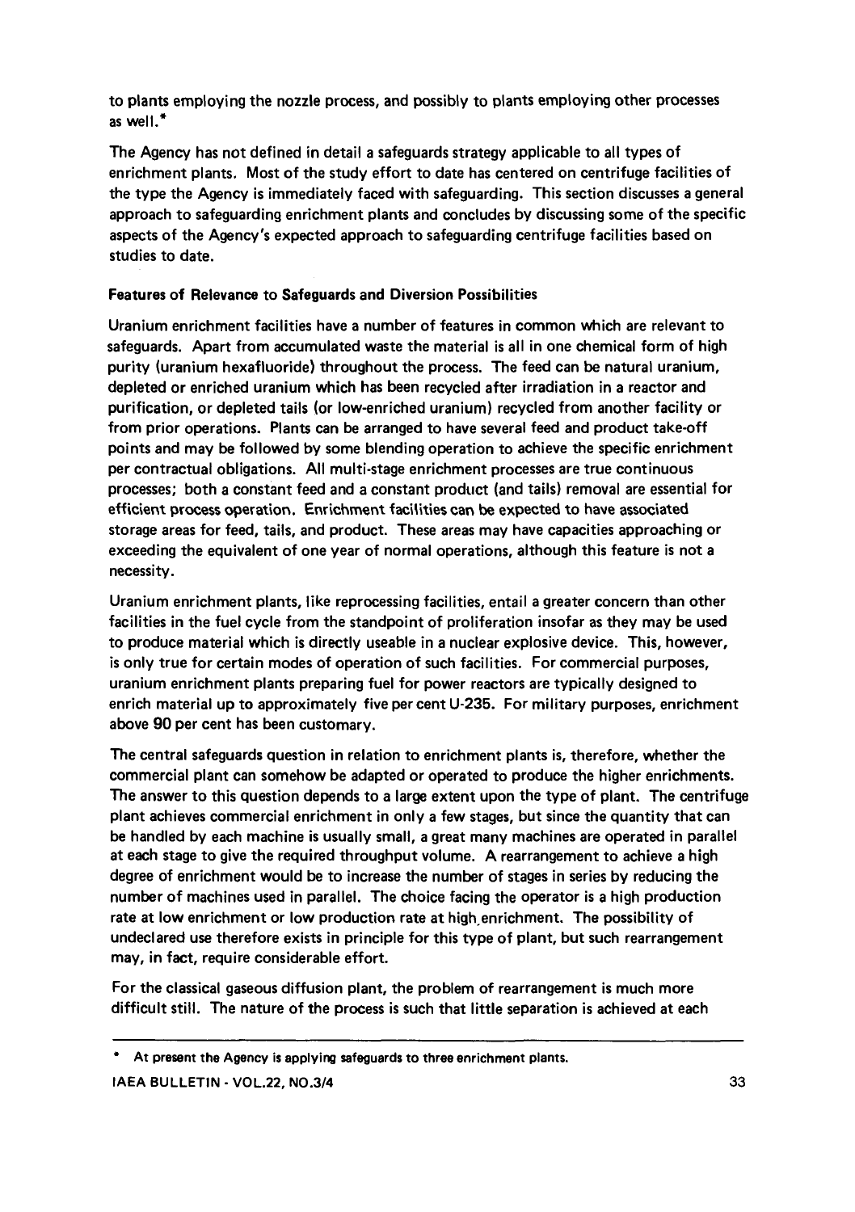to plants employing the nozzle process, and possibly to plants employing other processes as well.*

The Agency has not defined in detail a safeguards strategy applicable to all types of enrichment plants. Most of the study effort to date has centered on centrifuge facilities of the type the Agency is immediately faced with safeguarding. This section discusses a general approach to safeguarding enrichment plants and concludes by discussing some of the specific aspects of the Agency's expected approach to safeguarding centrifuge facilities based on studies to date.

**Features of Relevance to Safeguards and Diversion Possibilities**

Uranium enrichment facilities have a number of features in common which are relevant to safeguards. Apart from accumulated waste the material is all in one chemical form of high purity (uranium hexafluoride) throughout the process. The feed can be natural uranium, depleted or enriched uranium which has been recycled after irradiation in a reactor and purification, or depleted tails (or low-enriched uranium) recycled from another facility or from prior operations. Plants can be arranged to have several feed and product take-off points and may be followed by some blending operation to achieve the specific enrichment per contractual obligations. All multi-stage enrichment processes are true continuous processes; both a constant feed and a constant product (and tails) removal are essential for efficient process operation. Enrichment facilities can be expected to have associated storage areas for feed, tails, and product. These areas may have capacities approaching or exceeding the equivalent of one year of normal operations, although this feature is not a necessity.

Uranium enrichment plants, like reprocessing facilities, entail a greater concern than other facilities in the fuel cycle from the standpoint of proliferation insofar as they may be used to produce material which is directly useable in a nuclear explosive device. This, however, is only true for certain modes of operation of such facilities. For commercial purposes, uranium enrichment plants preparing fuel for power reactors are typically designed to enrich material up to approximately five per cent U-235. For military purposes, enrichment above 90 per cent has been customary.

The central safeguards question in relation to enrichment plants is, therefore, whether the commercial plant can somehow be adapted or operated to produce the higher enrichments. The answer to this question depends to a large extent upon the type of plant. The centrifuge plant achieves commercial enrichment in only a few stages, but since the quantity that can be handled by each machine is usually small, a great many machines are operated in parallel at each stage to give the required throughput volume. A rearrangement to achieve a high degree of enrichment would be to increase the number of stages in series by reducing the number of machines used in parallel. The choice facing the operator is a high production rate at low enrichment or low production rate at high enrichment. The possibility of undeclared use therefore exists in principle for this type of plant, but such rearrangement may, in fact, require considerable effort.

For the classical gaseous diffusion plant, the problem of rearrangement is much more difficult still. The nature of the process is such that little separation is achieved at each

* At present the Agency is applying safeguards to three enrichment plants.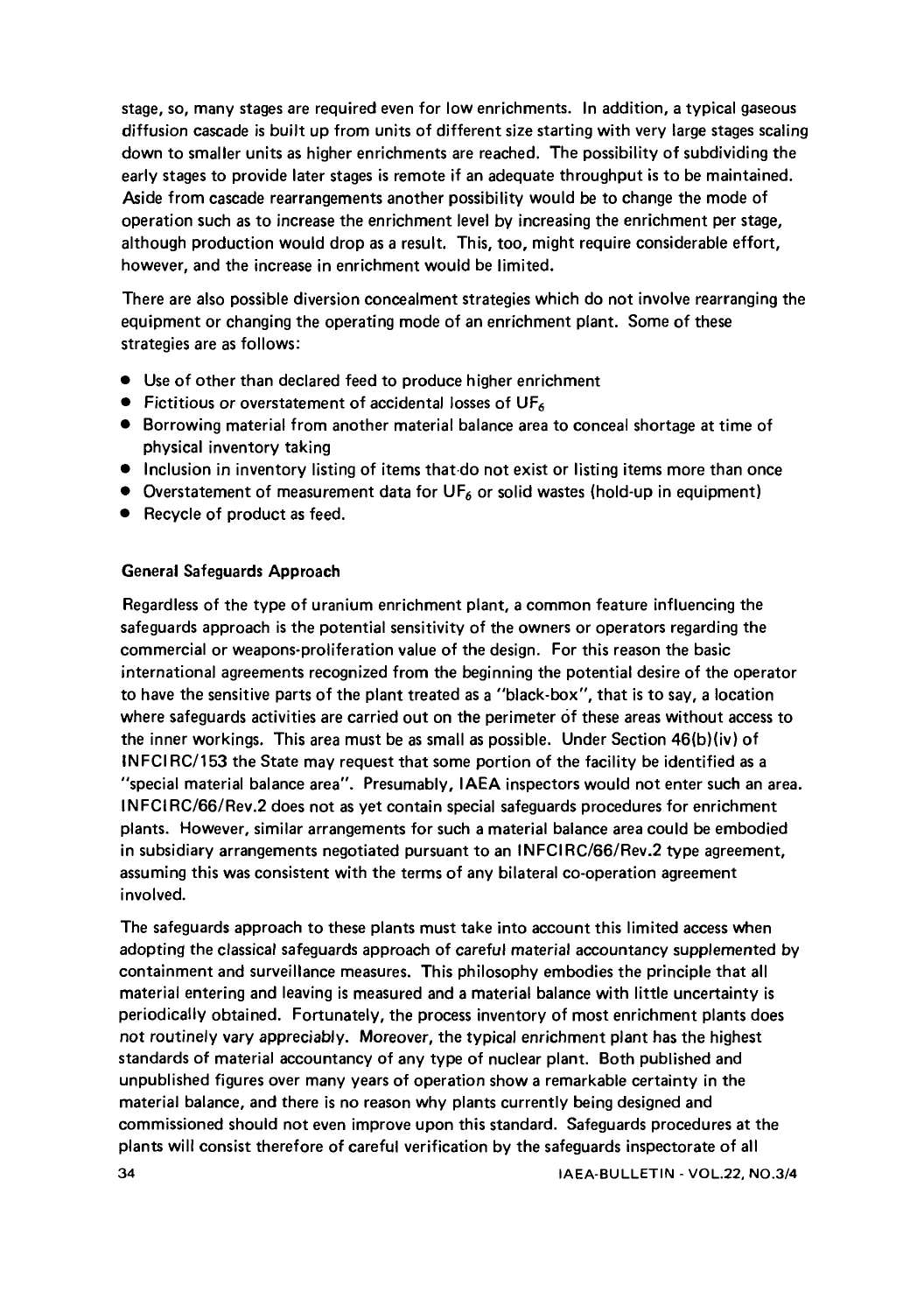stage, so, many stages are required even for low enrichments. In addition, a typical gaseous diffusion cascade is built up from units of different size starting with very large stages scaling down to smaller units as higher enrichments are reached. The possibility of subdividing the early stages to provide later stages is remote if an adequate throughput is to be maintained. Aside from cascade rearrangements another possibility would be to change the mode of operation such as to increase the enrichment level by increasing the enrichment per stage, although production would drop as a result. This, too, might require considerable effort, however, and the increase in enrichment would be limited.

There are also possible diversion concealment strategies which do not involve rearranging the equipment or changing the operating mode of an enrichment plant. Some of these strategies are as follows:

- Use of other than declared feed to produce higher enrichment
- Fictitious or overstatement of accidental losses of $UF_6$
- Borrowing material from another material balance area to conceal shortage at time of physical inventory taking
- Inclusion in inventory listing of items that do not exist or listing items more than once
- Overstatement of measurement data for $UF_6$ or solid wastes (hold-up in equipment)
- Recycle of product as feed.

### General Safeguards Approach

Regardless of the type of uranium enrichment plant, a common feature influencing the safeguards approach is the potential sensitivity of the owners or operators regarding the commercial or weapons-proliferation value of the design. For this reason the basic international agreements recognized from the beginning the potential desire of the operator to have the sensitive parts of the plant treated as a "black-box", that is to say, a location where safeguards activities are carried out on the perimeter of these areas without access to the inner workings. This area must be as small as possible. Under Section 46(b)(iv) of INFCIRC/153 the State may request that some portion of the facility be identified as a "special material balance area". Presumably, IAEA inspectors would not enter such an area. INFCIRC/66/Rev.2 does not as yet contain special safeguards procedures for enrichment plants. However, similar arrangements for such a material balance area could be embodied in subsidiary arrangements negotiated pursuant to an INFCIRC/66/Rev.2 type agreement, assuming this was consistent with the terms of any bilateral co-operation agreement involved.

The safeguards approach to these plants must take into account this limited access when adopting the classical safeguards approach of careful material accountancy supplemented by containment and surveillance measures. This philosophy embodies the principle that all material entering and leaving is measured and a material balance with little uncertainty is periodically obtained. Fortunately, the process inventory of most enrichment plants does not routinely vary appreciably. Moreover, the typical enrichment plant has the highest standards of material accountancy of any type of nuclear plant. Both published and unpublished figures over many years of operation show a remarkable certainty in the material balance, and there is no reason why plants currently being designed and commissioned should not even improve upon this standard. Safeguards procedures at the plants will consist therefore of careful verification by the safeguards inspectorate of all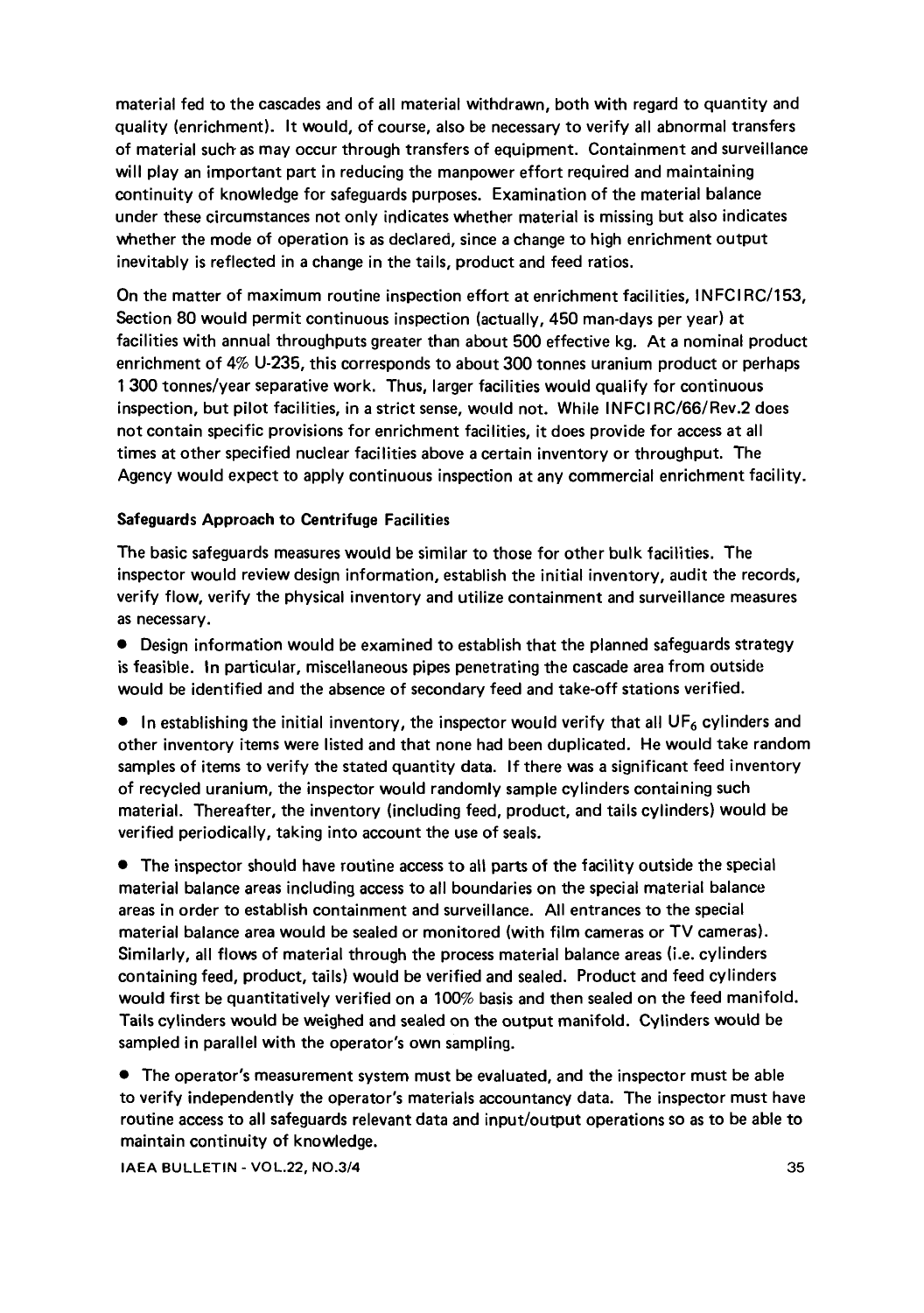material fed to the cascades and of all material withdrawn, both with regard to quantity and quality (enrichment). It would, of course, also be necessary to verify all abnormal transfers of material such as may occur through transfers of equipment. Containment and surveillance will play an important part in reducing the manpower effort required and maintaining continuity of knowledge for safeguards purposes. Examination of the material balance under these circumstances not only indicates whether material is missing but also indicates whether the mode of operation is as declared, since a change to high enrichment output inevitably is reflected in a change in the tails, product and feed ratios.

On the matter of maximum routine inspection effort at enrichment facilities, INFCIRC/153, Section 80 would permit continuous inspection (actually, 450 man-days per year) at facilities with annual throughputs greater than about 500 effective kg. At a nominal product enrichment of 4% U-235, this corresponds to about 300 tonnes uranium product or perhaps 1 300 tonnes/year separative work. Thus, larger facilities would qualify for continuous inspection, but pilot facilities, in a strict sense, would not. While INFCIRC/66/Rev.2 does not contain specific provisions for enrichment facilities, it does provide for access at all times at other specified nuclear facilities above a certain inventory or throughput. The Agency would expect to apply continuous inspection at any commercial enrichment facility.

### Safeguards Approach to Centrifuge Facilities

The basic safeguards measures would be similar to those for other bulk facilities. The inspector would review design information, establish the initial inventory, audit the records, verify flow, verify the physical inventory and utilize containment and surveillance measures as necessary.

- Design information would be examined to establish that the planned safeguards strategy is feasible. In particular, miscellaneous pipes penetrating the cascade area from outside would be identified and the absence of secondary feed and take-off stations verified.

- In establishing the initial inventory, the inspector would verify that all $UF_6$ cylinders and other inventory items were listed and that none had been duplicated. He would take random samples of items to verify the stated quantity data. If there was a significant feed inventory of recycled uranium, the inspector would randomly sample cylinders containing such material. Thereafter, the inventory (including feed, product, and tails cylinders) would be verified periodically, taking into account the use of seals.

- The inspector should have routine access to all parts of the facility outside the special material balance areas including access to all boundaries on the special material balance areas in order to establish containment and surveillance. All entrances to the special material balance area would be sealed or monitored (with film cameras or TV cameras). Similarly, all flows of material through the process material balance areas (i.e. cylinders containing feed, product, tails) would be verified and sealed. Product and feed cylinders would first be quantitatively verified on a 100% basis and then sealed on the feed manifold. Tails cylinders would be weighed and sealed on the output manifold. Cylinders would be sampled in parallel with the operator's own sampling.

- The operator's measurement system must be evaluated, and the inspector must be able to verify independently the operator's materials accountancy data. The inspector must have routine access to all safeguards relevant data and input/output operations so as to be able to maintain continuity of knowledge.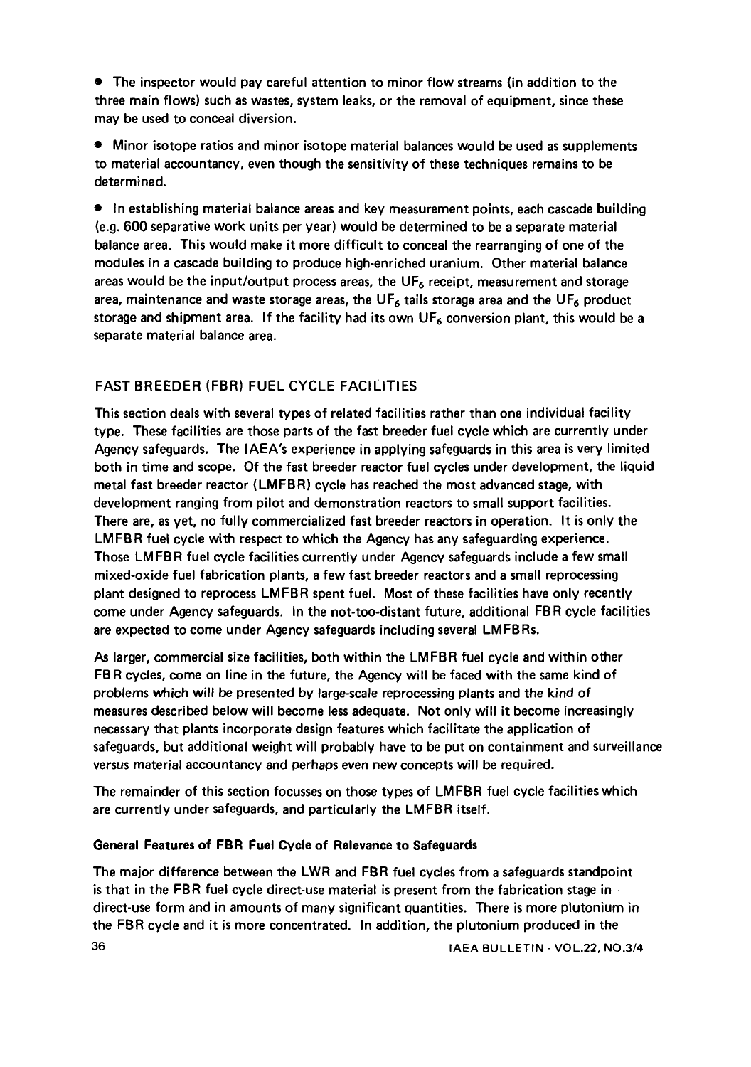- The inspector would pay careful attention to minor flow streams (in addition to the three main flows) such as wastes, system leaks, or the removal of equipment, since these may be used to conceal diversion.

- Minor isotope ratios and minor isotope material balances would be used as supplements to material accountancy, even though the sensitivity of these techniques remains to be determined.

- In establishing material balance areas and key measurement points, each cascade building (e.g. 600 separative work units per year) would be determined to be a separate material balance area. This would make it more difficult to conceal the rearranging of one of the modules in a cascade building to produce high-enriched uranium. Other material balance areas would be the input/output process areas, the $UF_6$ receipt, measurement and storage area, maintenance and waste storage areas, the $UF_6$ tails storage area and the $UF_6$ product storage and shipment area. If the facility had its own $UF_6$ conversion plant, this would be a separate material balance area.

## FAST BREEDER (FBR) FUEL CYCLE FACILITIES

This section deals with several types of related facilities rather than one individual facility type. These facilities are those parts of the fast breeder fuel cycle which are currently under Agency safeguards. The IAEA's experience in applying safeguards in this area is very limited both in time and scope. Of the fast breeder reactor fuel cycles under development, the liquid metal fast breeder reactor (LMFBR) cycle has reached the most advanced stage, with development ranging from pilot and demonstration reactors to small support facilities. There are, as yet, no fully commercialized fast breeder reactors in operation. It is only the LMFBR fuel cycle with respect to which the Agency has any safeguarding experience. Those LMFBR fuel cycle facilities currently under Agency safeguards include a few small mixed-oxide fuel fabrication plants, a few fast breeder reactors and a small reprocessing plant designed to reprocess LMFBR spent fuel. Most of these facilities have only recently come under Agency safeguards. In the not-too-distant future, additional FBR cycle facilities are expected to come under Agency safeguards including several LMFBRs.

As larger, commercial size facilities, both within the LMFBR fuel cycle and within other FBR cycles, come on line in the future, the Agency will be faced with the same kind of problems which will be presented by large-scale reprocessing plants and the kind of measures described below will become less adequate. Not only will it become increasingly necessary that plants incorporate design features which facilitate the application of safeguards, but additional weight will probably have to be put on containment and surveillance versus material accountancy and perhaps even new concepts will be required.

The remainder of this section focusses on those types of LMFBR fuel cycle facilities which are currently under safeguards, and particularly the LMFBR itself.

### General Features of FBR Fuel Cycle of Relevance to Safeguards

The major difference between the LWR and FBR fuel cycles from a safeguards standpoint is that in the FBR fuel cycle direct-use material is present from the fabrication stage in direct-use form and in amounts of many significant quantities. There is more plutonium in the FBR cycle and it is more concentrated. In addition, the plutonium produced in the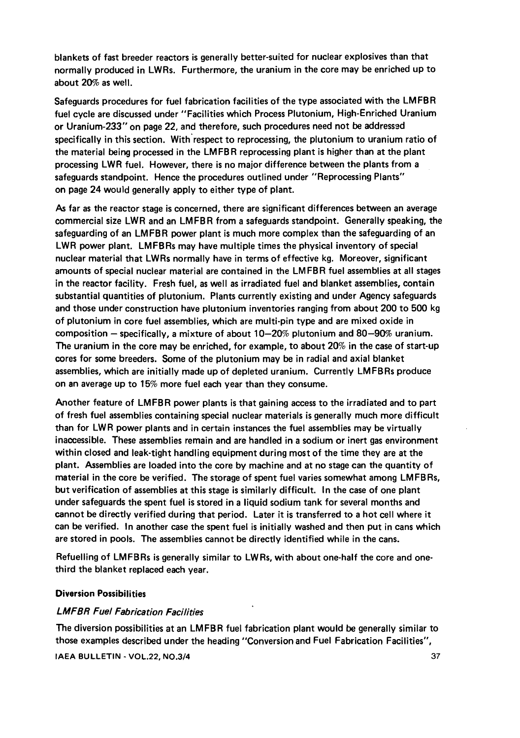blankets of fast breeder reactors is generally better-suited for nuclear explosives than that normally produced in LWRs. Furthermore, the uranium in the core may be enriched up to about 20% as well.

Safeguards procedures for fuel fabrication facilities of the type associated with the LMFBR fuel cycle are discussed under "Facilities which Process Plutonium, High-Enriched Uranium or Uranium-233" on page 22, and therefore, such procedures need not be addressed specifically in this section. With respect to reprocessing, the plutonium to uranium ratio of the material being processed in the LMFBR reprocessing plant is higher than at the plant processing LWR fuel. However, there is no major difference between the plants from a safeguards standpoint. Hence the procedures outlined under "Reprocessing Plants" on page 24 would generally apply to either type of plant.

As far as the reactor stage is concerned, there are significant differences between an average commercial size LWR and an LMFBR from a safeguards standpoint. Generally speaking, the safeguarding of an LMFBR power plant is much more complex than the safeguarding of an LWR power plant. LMFBRs may have multiple times the physical inventory of special nuclear material that LWRs normally have in terms of effective kg. Moreover, significant amounts of special nuclear material are contained in the LMFBR fuel assemblies at all stages in the reactor facility. Fresh fuel, as well as irradiated fuel and blanket assemblies, contain substantial quantities of plutonium. Plants currently existing and under Agency safeguards and those under construction have plutonium inventories ranging from about 200 to 500 kg of plutonium in core fuel assemblies, which are multi-pin type and are mixed oxide in composition — specifically, a mixture of about 10–20% plutonium and 80–90% uranium. The uranium in the core may be enriched, for example, to about 20% in the case of start-up cores for some breeders. Some of the plutonium may be in radial and axial blanket assemblies, which are initially made up of depleted uranium. Currently LMFBRs produce on an average up to 15% more fuel each year than they consume.

Another feature of LMFBR power plants is that gaining access to the irradiated and to part of fresh fuel assemblies containing special nuclear materials is generally much more difficult than for LWR power plants and in certain instances the fuel assemblies may be virtually inaccessible. These assemblies remain and are handled in a sodium or inert gas environment within closed and leak-tight handling equipment during most of the time they are at the plant. Assemblies are loaded into the core by machine and at no stage can the quantity of material in the core be verified. The storage of spent fuel varies somewhat among LMFBRs, but verification of assemblies at this stage is similarly difficult. In the case of one plant under safeguards the spent fuel is stored in a liquid sodium tank for several months and cannot be directly verified during that period. Later it is transferred to a hot cell where it can be verified. In another case the spent fuel is initially washed and then put in cans which are stored in pools. The assemblies cannot be directly identified while in the cans.

Refuelling of LMFBRs is generally similar to LWRs, with about one-half the core and one-third the blanket replaced each year.

### Diversion Possibilities

#### *LMFBR Fuel Fabrication Facilities*

The diversion possibilities at an LMFBR fuel fabrication plant would be generally similar to those examples described under the heading "Conversion and Fuel Fabrication Facilities",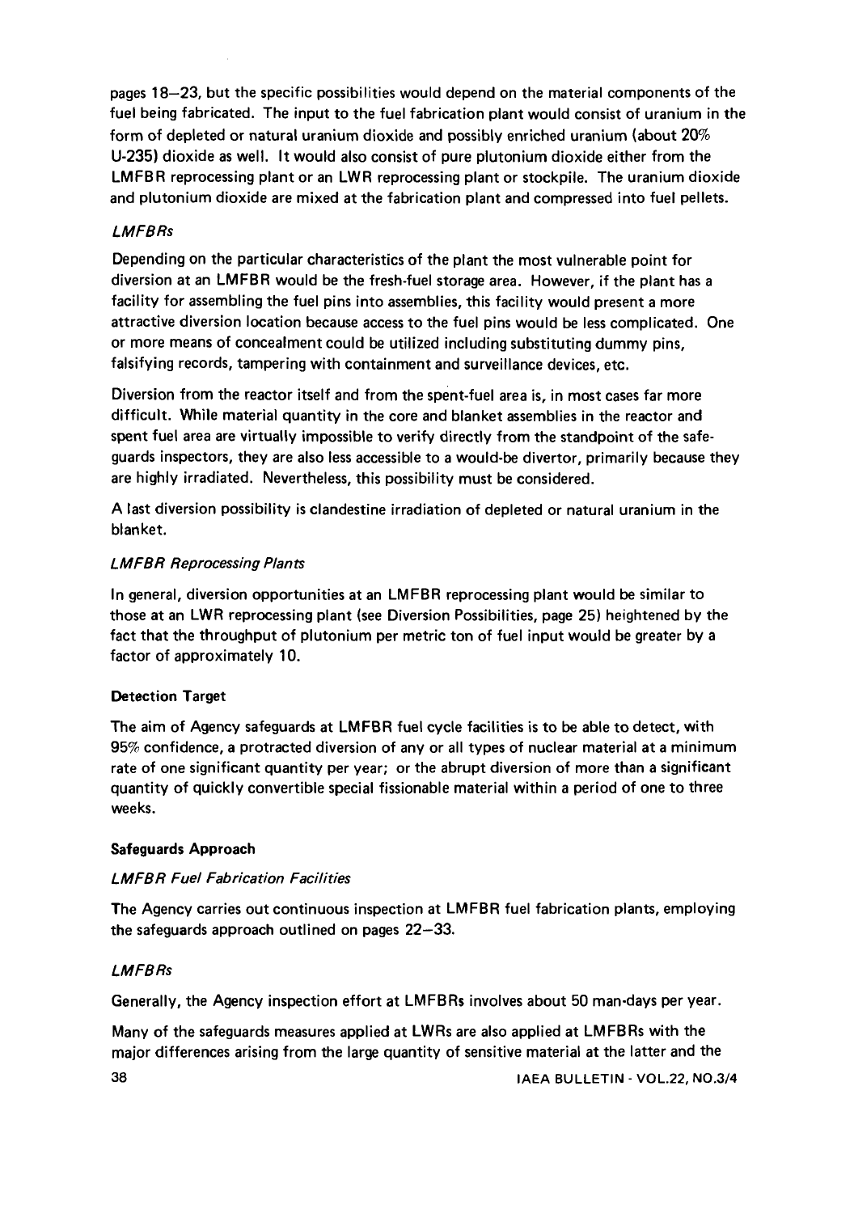pages 18–23, but the specific possibilities would depend on the material components of the fuel being fabricated. The input to the fuel fabrication plant would consist of uranium in the form of depleted or natural uranium dioxide and possibly enriched uranium (about 20% U-235) dioxide as well. It would also consist of pure plutonium dioxide either from the LMFBR reprocessing plant or an LWR reprocessing plant or stockpile. The uranium dioxide and plutonium dioxide are mixed at the fabrication plant and compressed into fuel pellets.

*LMFBRs*

Depending on the particular characteristics of the plant the most vulnerable point for diversion at an LMFBR would be the fresh-fuel storage area. However, if the plant has a facility for assembling the fuel pins into assemblies, this facility would present a more attractive diversion location because access to the fuel pins would be less complicated. One or more means of concealment could be utilized including substituting dummy pins, falsifying records, tampering with containment and surveillance devices, etc.

Diversion from the reactor itself and from the spent-fuel area is, in most cases far more difficult. While material quantity in the core and blanket assemblies in the reactor and spent fuel area are virtually impossible to verify directly from the standpoint of the safeguards inspectors, they are also less accessible to a would-be divertor, primarily because they are highly irradiated. Nevertheless, this possibility must be considered.

A last diversion possibility is clandestine irradiation of depleted or natural uranium in the blanket.

*LMFBR Reprocessing Plants*

In general, diversion opportunities at an LMFBR reprocessing plant would be similar to those at an LWR reprocessing plant (see Diversion Possibilities, page 25) heightened by the fact that the throughput of plutonium per metric ton of fuel input would be greater by a factor of approximately 10.

**Detection Target**

The aim of Agency safeguards at LMFBR fuel cycle facilities is to be able to detect, with 95% confidence, a protracted diversion of any or all types of nuclear material at a minimum rate of one significant quantity per year; or the abrupt diversion of more than a significant quantity of quickly convertible special fissionable material within a period of one to three weeks.

**Safeguards Approach**

*LMFBR Fuel Fabrication Facilities*

The Agency carries out continuous inspection at LMFBR fuel fabrication plants, employing the safeguards approach outlined on pages 22–33.

*LMFBRs*

Generally, the Agency inspection effort at LMFBRs involves about 50 man-days per year.

Many of the safeguards measures applied at LWRs are also applied at LMFBRs with the major differences arising from the large quantity of sensitive material at the latter and the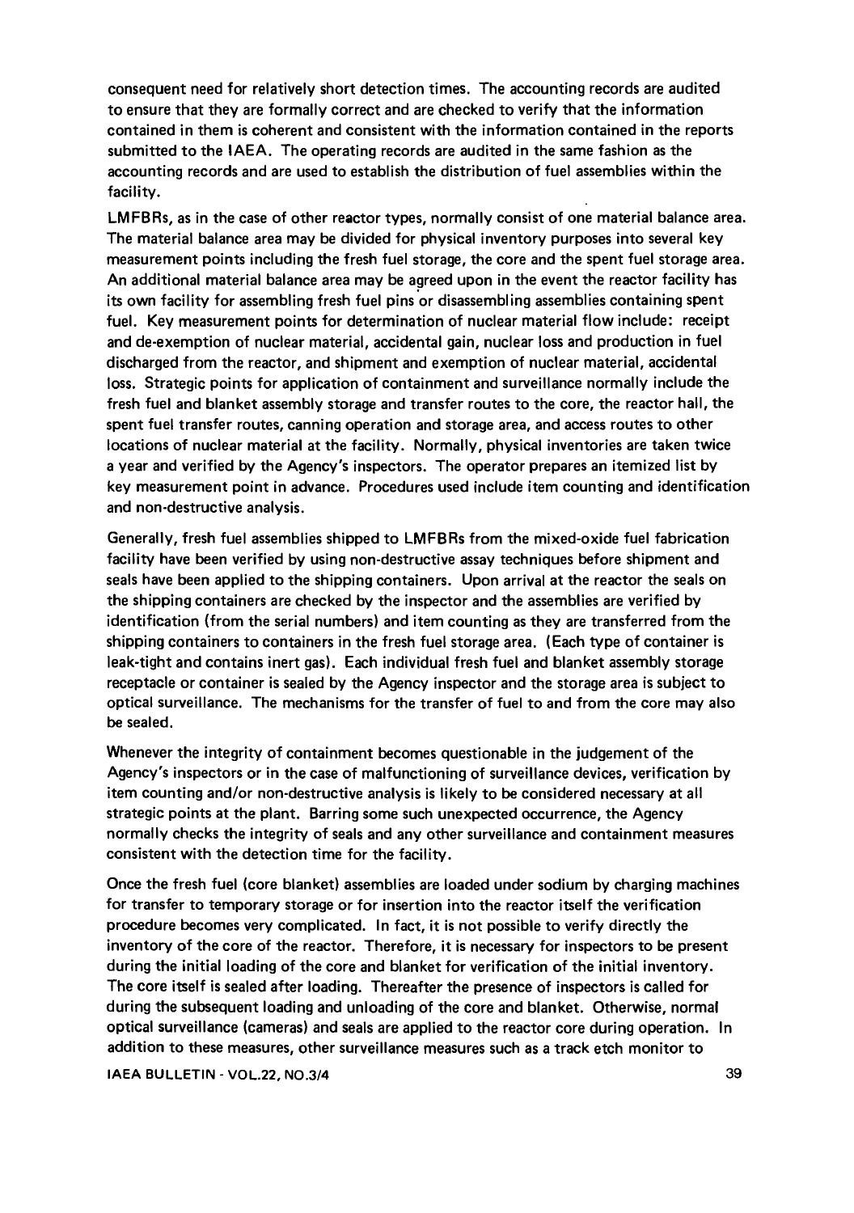consequent need for relatively short detection times. The accounting records are audited to ensure that they are formally correct and are checked to verify that the information contained in them is coherent and consistent with the information contained in the reports submitted to the IAEA. The operating records are audited in the same fashion as the accounting records and are used to establish the distribution of fuel assemblies within the facility.

LMFBRs, as in the case of other reactor types, normally consist of one material balance area. The material balance area may be divided for physical inventory purposes into several key measurement points including the fresh fuel storage, the core and the spent fuel storage area. An additional material balance area may be agreed upon in the event the reactor facility has its own facility for assembling fresh fuel pins or disassembling assemblies containing spent fuel. Key measurement points for determination of nuclear material flow include: receipt and de-exemption of nuclear material, accidental gain, nuclear loss and production in fuel discharged from the reactor, and shipment and exemption of nuclear material, accidental loss. Strategic points for application of containment and surveillance normally include the fresh fuel and blanket assembly storage and transfer routes to the core, the reactor hall, the spent fuel transfer routes, canning operation and storage area, and access routes to other locations of nuclear material at the facility. Normally, physical inventories are taken twice a year and verified by the Agency's inspectors. The operator prepares an itemized list by key measurement point in advance. Procedures used include item counting and identification and non-destructive analysis.

Generally, fresh fuel assemblies shipped to LMFBRs from the mixed-oxide fuel fabrication facility have been verified by using non-destructive assay techniques before shipment and seals have been applied to the shipping containers. Upon arrival at the reactor the seals on the shipping containers are checked by the inspector and the assemblies are verified by identification (from the serial numbers) and item counting as they are transferred from the shipping containers to containers in the fresh fuel storage area. (Each type of container is leak-tight and contains inert gas). Each individual fresh fuel and blanket assembly storage receptacle or container is sealed by the Agency inspector and the storage area is subject to optical surveillance. The mechanisms for the transfer of fuel to and from the core may also be sealed.

Whenever the integrity of containment becomes questionable in the judgement of the Agency's inspectors or in the case of malfunctioning of surveillance devices, verification by item counting and/or non-destructive analysis is likely to be considered necessary at all strategic points at the plant. Barring some such unexpected occurrence, the Agency normally checks the integrity of seals and any other surveillance and containment measures consistent with the detection time for the facility.

Once the fresh fuel (core blanket) assemblies are loaded under sodium by charging machines for transfer to temporary storage or for insertion into the reactor itself the verification procedure becomes very complicated. In fact, it is not possible to verify directly the inventory of the core of the reactor. Therefore, it is necessary for inspectors to be present during the initial loading of the core and blanket for verification of the initial inventory. The core itself is sealed after loading. Thereafter the presence of inspectors is called for during the subsequent loading and unloading of the core and blanket. Otherwise, normal optical surveillance (cameras) and seals are applied to the reactor core during operation. In addition to these measures, other surveillance measures such as a track etch monitor to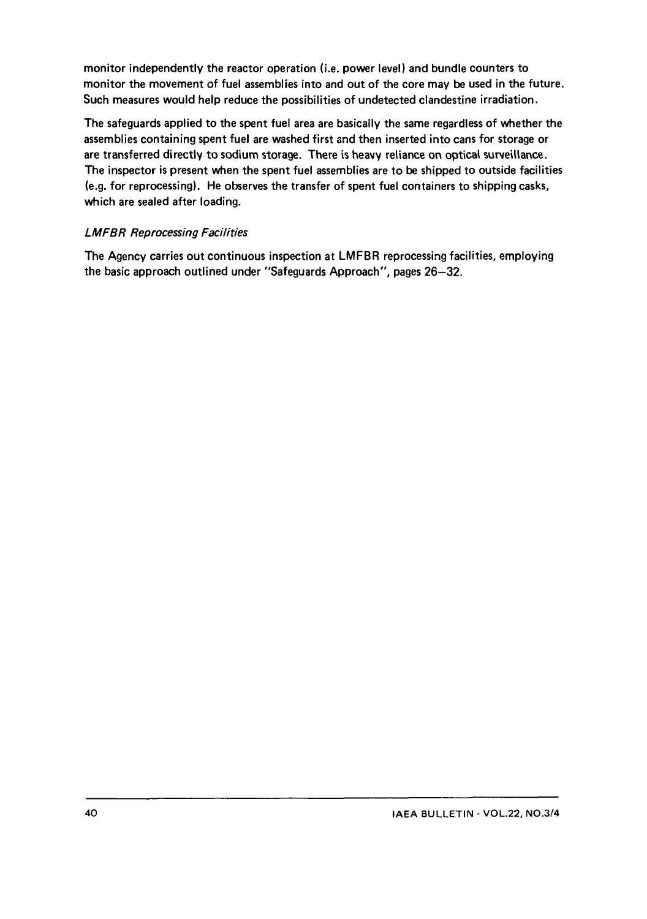monitor independently the reactor operation (i.e. power level) and bundle counters to monitor the movement of fuel assemblies into and out of the core may be used in the future. Such measures would help reduce the possibilities of undetected clandestine irradiation.

The safeguards applied to the spent fuel area are basically the same regardless of whether the assemblies containing spent fuel are washed first and then inserted into cans for storage or are transferred directly to sodium storage. There is heavy reliance on optical surveillance. The inspector is present when the spent fuel assemblies are to be shipped to outside facilities (e.g. for reprocessing). He observes the transfer of spent fuel containers to shipping casks, which are sealed after loading.

*LMFBR Reprocessing Facilities*

The Agency carries out continuous inspection at LMFBR reprocessing facilities, employing the basic approach outlined under "Safeguards Approach", pages 26–32.